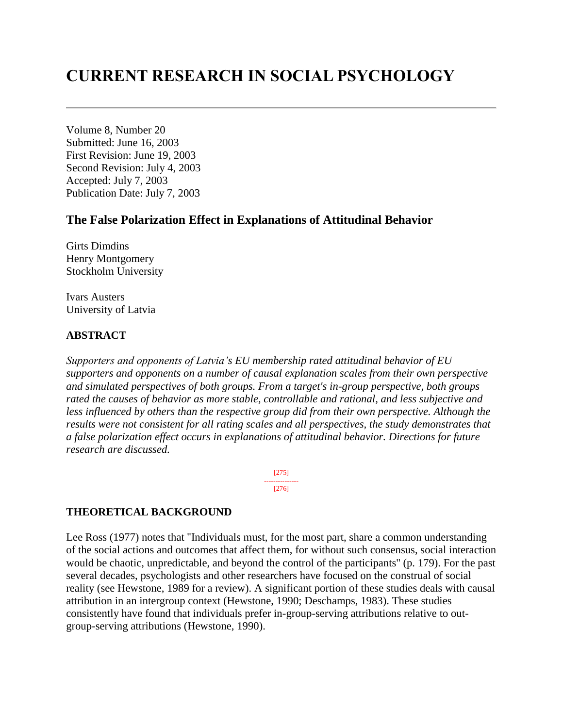# CURRENT RESEARCH IN SOCIAL PSYCHOLOGY

Volume 8, Number 20
Submitted: June 16, 2003
First Revision: June 19, 2003
Second Revision: July 4, 2003
Accepted: July 7, 2003
Publication Date: July 7, 2003

## The False Polarization Effect in Explanations of Attitudinal Behavior

Girts Dimdins
Henry Montgomery
Stockholm University

Ivars Austers
University of Latvia

### ABSTRACT

*Supporters and opponents of Latvia's EU membership rated attitudinal behavior of EU supporters and opponents on a number of causal explanation scales from their own perspective and simulated perspectives of both groups. From a target's in-group perspective, both groups rated the causes of behavior as more stable, controllable and rational, and less subjective and less influenced by others than the respective group did from their own perspective. Although the results were not consistent for all rating scales and all perspectives, the study demonstrates that a false polarization effect occurs in explanations of attitudinal behavior. Directions for future research are discussed.*

### THEORETICAL BACKGROUND

Lee Ross (1977) notes that "Individuals must, for the most part, share a common understanding of the social actions and outcomes that affect them, for without such consensus, social interaction would be chaotic, unpredictable, and beyond the control of the participants" (p. 179). For the past several decades, psychologists and other researchers have focused on the construal of social reality (see Hewstone, 1989 for a review). A significant portion of these studies deals with causal attribution in an intergroup context (Hewstone, 1990; Deschamps, 1983). These studies consistently have found that individuals prefer in-group-serving attributions relative to out-group-serving attributions (Hewstone, 1990).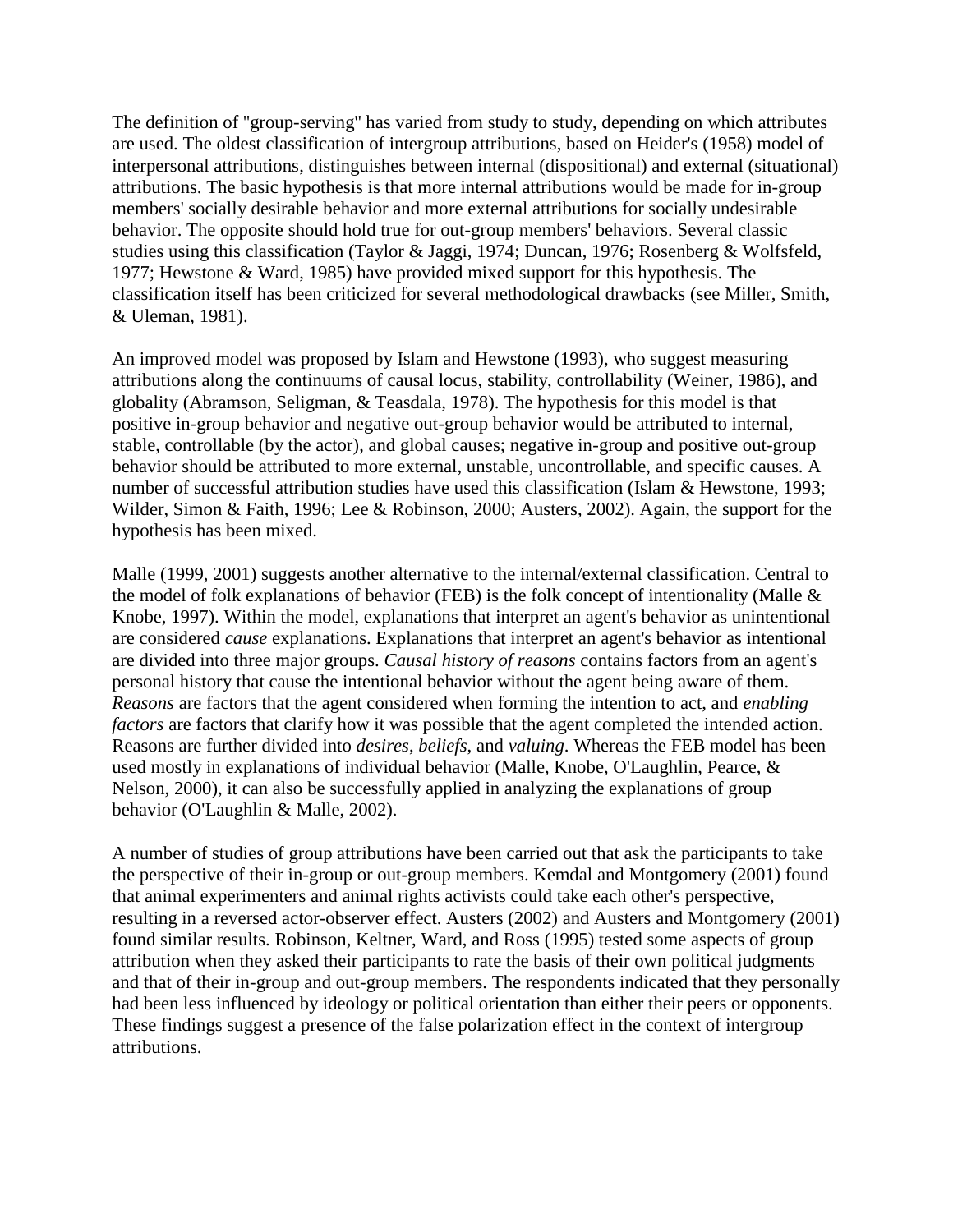The definition of "group-serving" has varied from study to study, depending on which attributes are used. The oldest classification of intergroup attributions, based on Heider's (1958) model of interpersonal attributions, distinguishes between internal (dispositional) and external (situational) attributions. The basic hypothesis is that more internal attributions would be made for in-group members' socially desirable behavior and more external attributions for socially undesirable behavior. The opposite should hold true for out-group members' behaviors. Several classic studies using this classification (Taylor & Jaggi, 1974; Duncan, 1976; Rosenberg & Wolfsfeld, 1977; Hewstone & Ward, 1985) have provided mixed support for this hypothesis. The classification itself has been criticized for several methodological drawbacks (see Miller, Smith, & Uleman, 1981).

An improved model was proposed by Islam and Hewstone (1993), who suggest measuring attributions along the continuums of causal locus, stability, controllability (Weiner, 1986), and globality (Abramson, Seligman, & Teasdala, 1978). The hypothesis for this model is that positive in-group behavior and negative out-group behavior would be attributed to internal, stable, controllable (by the actor), and global causes; negative in-group and positive out-group behavior should be attributed to more external, unstable, uncontrollable, and specific causes. A number of successful attribution studies have used this classification (Islam & Hewstone, 1993; Wilder, Simon & Faith, 1996; Lee & Robinson, 2000; Austers, 2002). Again, the support for the hypothesis has been mixed.

Malle (1999, 2001) suggests another alternative to the internal/external classification. Central to the model of folk explanations of behavior (FEB) is the folk concept of intentionality (Malle & Knobe, 1997). Within the model, explanations that interpret an agent's behavior as unintentional are considered *cause* explanations. Explanations that interpret an agent's behavior as intentional are divided into three major groups. *Causal history of reasons* contains factors from an agent's personal history that cause the intentional behavior without the agent being aware of them. *Reasons* are factors that the agent considered when forming the intention to act, and *enabling factors* are factors that clarify how it was possible that the agent completed the intended action. Reasons are further divided into *desires*, *beliefs*, and *valuing*. Whereas the FEB model has been used mostly in explanations of individual behavior (Malle, Knobe, O'Laughlin, Pearce, & Nelson, 2000), it can also be successfully applied in analyzing the explanations of group behavior (O'Laughlin & Malle, 2002).

A number of studies of group attributions have been carried out that ask the participants to take the perspective of their in-group or out-group members. Kemdal and Montgomery (2001) found that animal experimenters and animal rights activists could take each other's perspective, resulting in a reversed actor-observer effect. Austers (2002) and Austers and Montgomery (2001) found similar results. Robinson, Keltner, Ward, and Ross (1995) tested some aspects of group attribution when they asked their participants to rate the basis of their own political judgments and that of their in-group and out-group members. The respondents indicated that they personally had been less influenced by ideology or political orientation than either their peers or opponents. These findings suggest a presence of the false polarization effect in the context of intergroup attributions.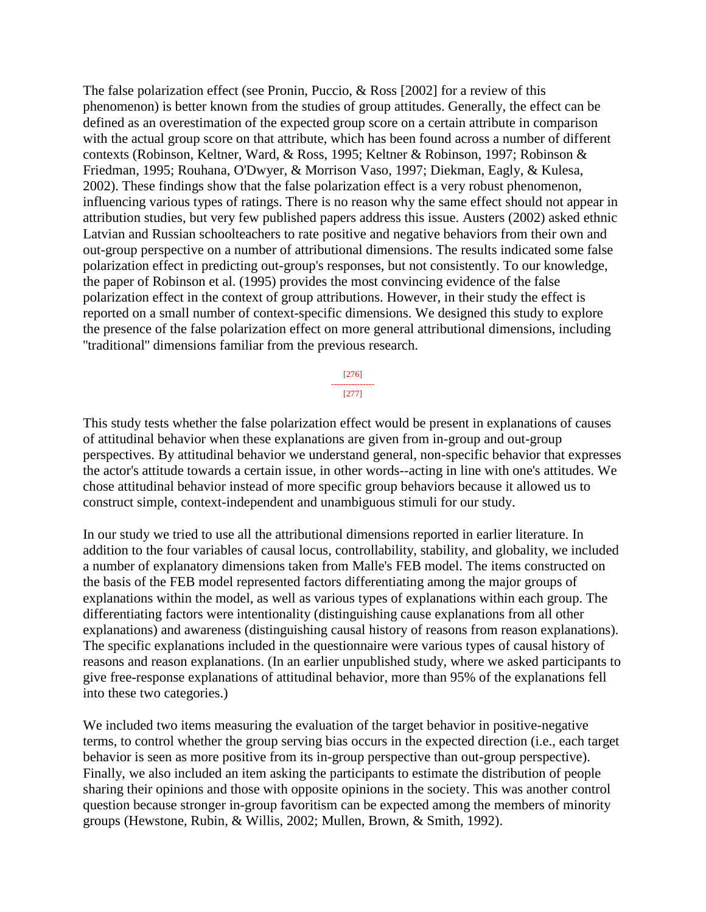The false polarization effect (see Pronin, Puccio, & Ross [2002] for a review of this phenomenon) is better known from the studies of group attitudes. Generally, the effect can be defined as an overestimation of the expected group score on a certain attribute in comparison with the actual group score on that attribute, which has been found across a number of different contexts (Robinson, Keltner, Ward, & Ross, 1995; Keltner & Robinson, 1997; Robinson & Friedman, 1995; Rouhana, O'Dwyer, & Morrison Vaso, 1997; Diekman, Eagly, & Kulesa, 2002). These findings show that the false polarization effect is a very robust phenomenon, influencing various types of ratings. There is no reason why the same effect should not appear in attribution studies, but very few published papers address this issue. Austers (2002) asked ethnic Latvian and Russian schoolteachers to rate positive and negative behaviors from their own and out-group perspective on a number of attributional dimensions. The results indicated some false polarization effect in predicting out-group's responses, but not consistently. To our knowledge, the paper of Robinson et al. (1995) provides the most convincing evidence of the false polarization effect in the context of group attributions. However, in their study the effect is reported on a small number of context-specific dimensions. We designed this study to explore the presence of the false polarization effect on more general attributional dimensions, including "traditional" dimensions familiar from the previous research.

This study tests whether the false polarization effect would be present in explanations of causes of attitudinal behavior when these explanations are given from in-group and out-group perspectives. By attitudinal behavior we understand general, non-specific behavior that expresses the actor's attitude towards a certain issue, in other words--acting in line with one's attitudes. We chose attitudinal behavior instead of more specific group behaviors because it allowed us to construct simple, context-independent and unambiguous stimuli for our study.

In our study we tried to use all the attributional dimensions reported in earlier literature. In addition to the four variables of causal locus, controllability, stability, and globality, we included a number of explanatory dimensions taken from Malle's FEB model. The items constructed on the basis of the FEB model represented factors differentiating among the major groups of explanations within the model, as well as various types of explanations within each group. The differentiating factors were intentionality (distinguishing cause explanations from all other explanations) and awareness (distinguishing causal history of reasons from reason explanations). The specific explanations included in the questionnaire were various types of causal history of reasons and reason explanations. (In an earlier unpublished study, where we asked participants to give free-response explanations of attitudinal behavior, more than 95% of the explanations fell into these two categories.)

We included two items measuring the evaluation of the target behavior in positive-negative terms, to control whether the group serving bias occurs in the expected direction (i.e., each target behavior is seen as more positive from its in-group perspective than out-group perspective). Finally, we also included an item asking the participants to estimate the distribution of people sharing their opinions and those with opposite opinions in the society. This was another control question because stronger in-group favoritism can be expected among the members of minority groups (Hewstone, Rubin, & Willis, 2002; Mullen, Brown, & Smith, 1992).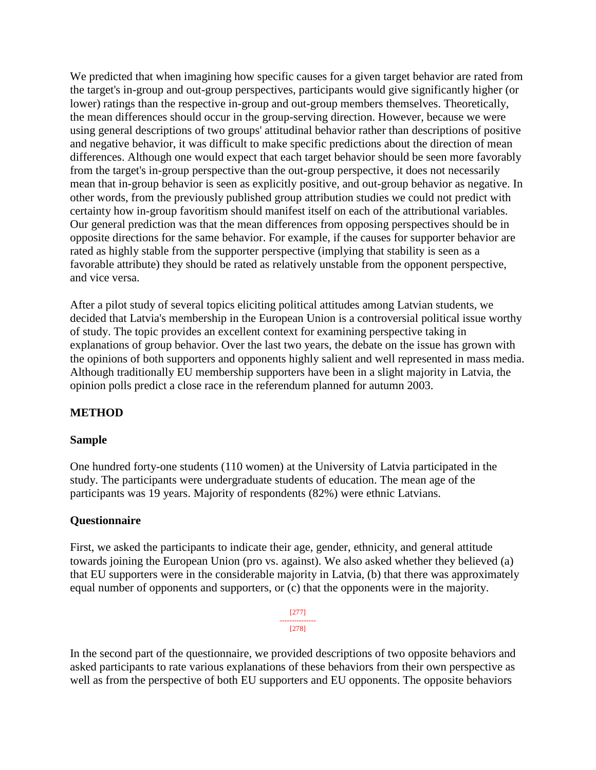We predicted that when imagining how specific causes for a given target behavior are rated from the target's in-group and out-group perspectives, participants would give significantly higher (or lower) ratings than the respective in-group and out-group members themselves. Theoretically, the mean differences should occur in the group-serving direction. However, because we were using general descriptions of two groups' attitudinal behavior rather than descriptions of positive and negative behavior, it was difficult to make specific predictions about the direction of mean differences. Although one would expect that each target behavior should be seen more favorably from the target's in-group perspective than the out-group perspective, it does not necessarily mean that in-group behavior is seen as explicitly positive, and out-group behavior as negative. In other words, from the previously published group attribution studies we could not predict with certainty how in-group favoritism should manifest itself on each of the attributional variables. Our general prediction was that the mean differences from opposing perspectives should be in opposite directions for the same behavior. For example, if the causes for supporter behavior are rated as highly stable from the supporter perspective (implying that stability is seen as a favorable attribute) they should be rated as relatively unstable from the opponent perspective, and vice versa.

After a pilot study of several topics eliciting political attitudes among Latvian students, we decided that Latvia's membership in the European Union is a controversial political issue worthy of study. The topic provides an excellent context for examining perspective taking in explanations of group behavior. Over the last two years, the debate on the issue has grown with the opinions of both supporters and opponents highly salient and well represented in mass media. Although traditionally EU membership supporters have been in a slight majority in Latvia, the opinion polls predict a close race in the referendum planned for autumn 2003.

## METHOD

### Sample

One hundred forty-one students (110 women) at the University of Latvia participated in the study. The participants were undergraduate students of education. The mean age of the participants was 19 years. Majority of respondents (82%) were ethnic Latvians.

### Questionnaire

First, we asked the participants to indicate their age, gender, ethnicity, and general attitude towards joining the European Union (pro vs. against). We also asked whether they believed (a) that EU supporters were in the considerable majority in Latvia, (b) that there was approximately equal number of opponents and supporters, or (c) that the opponents were in the majority.

In the second part of the questionnaire, we provided descriptions of two opposite behaviors and asked participants to rate various explanations of these behaviors from their own perspective as well as from the perspective of both EU supporters and EU opponents. The opposite behaviors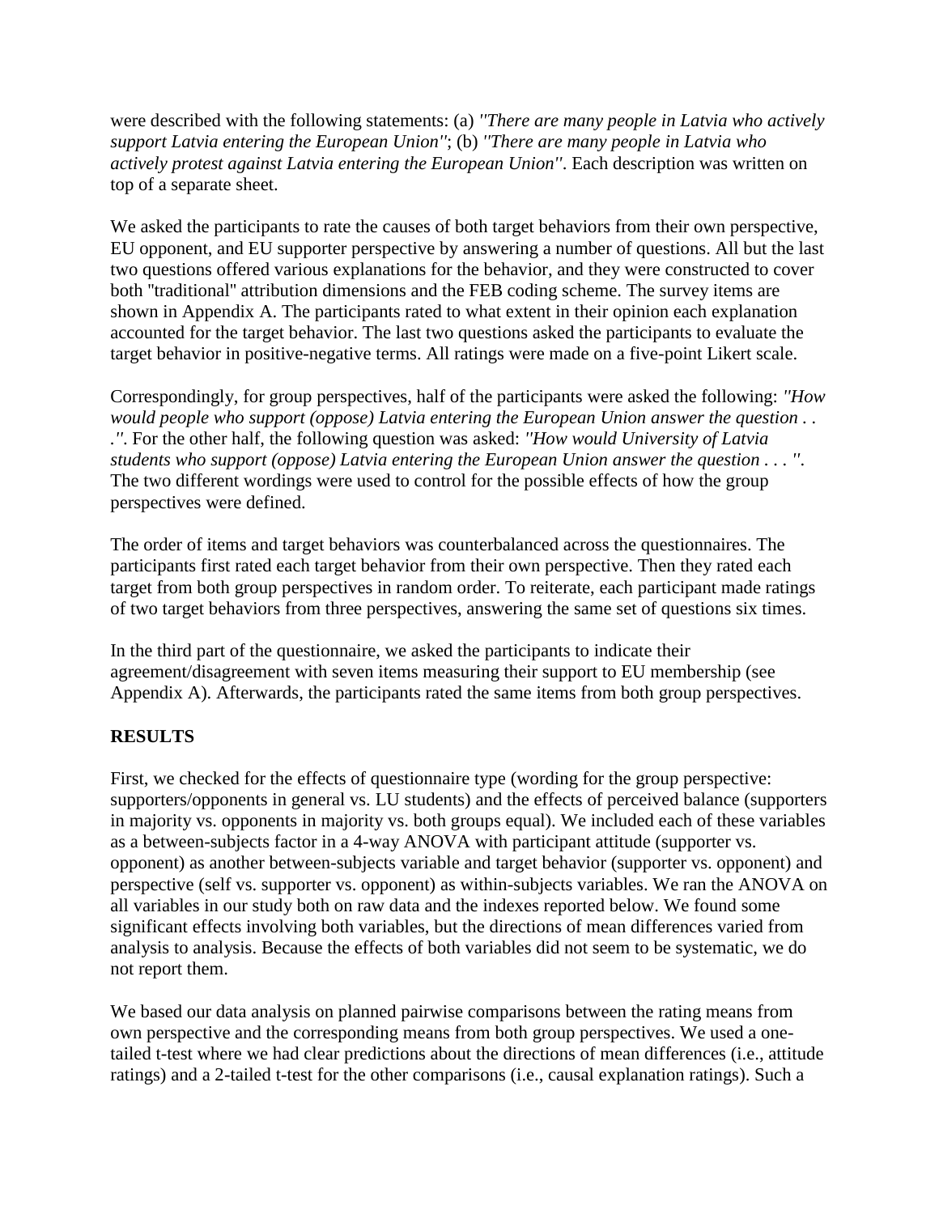were described with the following statements: (a) *"There are many people in Latvia who actively support Latvia entering the European Union"*; (b) *"There are many people in Latvia who actively protest against Latvia entering the European Union"*. Each description was written on top of a separate sheet.

We asked the participants to rate the causes of both target behaviors from their own perspective, EU opponent, and EU supporter perspective by answering a number of questions. All but the last two questions offered various explanations for the behavior, and they were constructed to cover both "traditional" attribution dimensions and the FEB coding scheme. The survey items are shown in Appendix A. The participants rated to what extent in their opinion each explanation accounted for the target behavior. The last two questions asked the participants to evaluate the target behavior in positive-negative terms. All ratings were made on a five-point Likert scale.

Correspondingly, for group perspectives, half of the participants were asked the following: *"How would people who support (oppose) Latvia entering the European Union answer the question . . ."*. For the other half, the following question was asked: *"How would University of Latvia students who support (oppose) Latvia entering the European Union answer the question . . . "*. The two different wordings were used to control for the possible effects of how the group perspectives were defined.

The order of items and target behaviors was counterbalanced across the questionnaires. The participants first rated each target behavior from their own perspective. Then they rated each target from both group perspectives in random order. To reiterate, each participant made ratings of two target behaviors from three perspectives, answering the same set of questions six times.

In the third part of the questionnaire, we asked the participants to indicate their agreement/disagreement with seven items measuring their support to EU membership (see Appendix A). Afterwards, the participants rated the same items from both group perspectives.

## RESULTS

First, we checked for the effects of questionnaire type (wording for the group perspective: supporters/opponents in general vs. LU students) and the effects of perceived balance (supporters in majority vs. opponents in majority vs. both groups equal). We included each of these variables as a between-subjects factor in a 4-way ANOVA with participant attitude (supporter vs. opponent) as another between-subjects variable and target behavior (supporter vs. opponent) and perspective (self vs. supporter vs. opponent) as within-subjects variables. We ran the ANOVA on all variables in our study both on raw data and the indexes reported below. We found some significant effects involving both variables, but the directions of mean differences varied from analysis to analysis. Because the effects of both variables did not seem to be systematic, we do not report them.

We based our data analysis on planned pairwise comparisons between the rating means from own perspective and the corresponding means from both group perspectives. We used a one-tailed t-test where we had clear predictions about the directions of mean differences (i.e., attitude ratings) and a 2-tailed t-test for the other comparisons (i.e., causal explanation ratings). Such a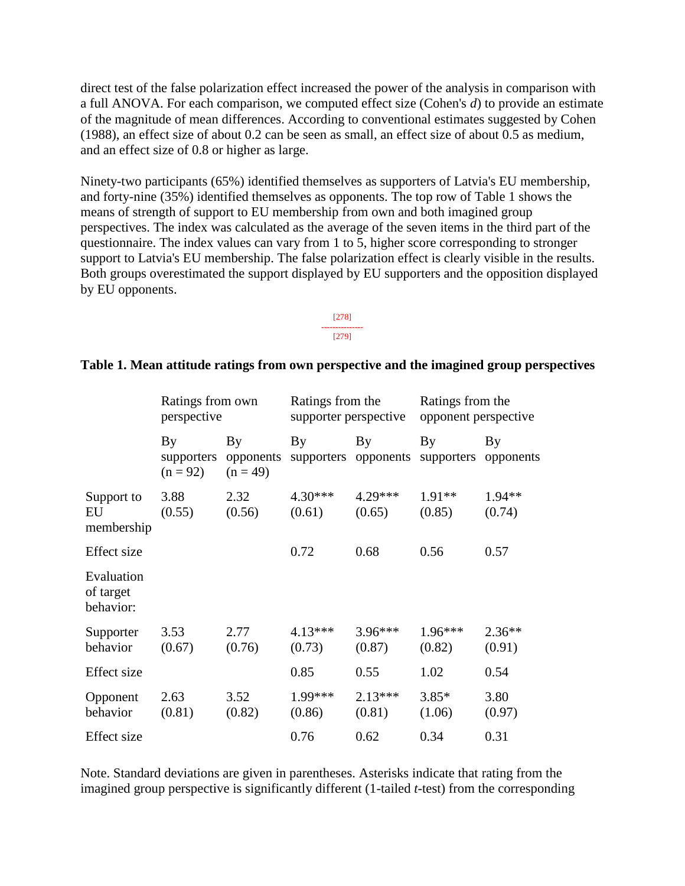direct test of the false polarization effect increased the power of the analysis in comparison with a full ANOVA. For each comparison, we computed effect size (Cohen's *d*) to provide an estimate of the magnitude of mean differences. According to conventional estimates suggested by Cohen (1988), an effect size of about 0.2 can be seen as small, an effect size of about 0.5 as medium, and an effect size of 0.8 or higher as large.

Ninety-two participants (65%) identified themselves as supporters of Latvia's EU membership, and forty-nine (35%) identified themselves as opponents. The top row of Table 1 shows the means of strength of support to EU membership from own and both imagined group perspectives. The index was calculated as the average of the seven items in the third part of the questionnaire. The index values can vary from 1 to 5, higher score corresponding to stronger support to Latvia's EU membership. The false polarization effect is clearly visible in the results. Both groups overestimated the support displayed by EU supporters and the opposition displayed by EU opponents.

[278]
---------------
[279]

**Table 1. Mean attitude ratings from own perspective and the imagined group perspectives**

| | Ratings from own perspective | | Ratings from the supporter perspective | | Ratings from the opponent perspective | |
|---|---|---|---|---|---|---|
| | By supporters (n = 92) | By opponents (n = 49) | By supporters | By opponents | By supporters | By opponents |
| Support to EU membership | 3.88 (0.55) | 2.32 (0.56) | 4.30*** (0.61) | 4.29*** (0.65) | 1.91** (0.85) | 1.94** (0.74) |
| Effect size | | | 0.72 | 0.68 | 0.56 | 0.57 |
| Evaluation of target behavior: | | | | | | |
| Supporter behavior | 3.53 (0.67) | 2.77 (0.76) | 4.13*** (0.73) | 3.96*** (0.87) | 1.96*** (0.82) | 2.36** (0.91) |
| Effect size | | | 0.85 | 0.55 | 1.02 | 0.54 |
| Opponent behavior | 2.63 (0.81) | 3.52 (0.82) | 1.99*** (0.86) | 2.13*** (0.81) | 3.85* (1.06) | 3.80 (0.97) |
| Effect size | | | 0.76 | 0.62 | 0.34 | 0.31 |

Note. Standard deviations are given in parentheses. Asterisks indicate that rating from the imagined group perspective is significantly different (1-tailed *t*-test) from the corresponding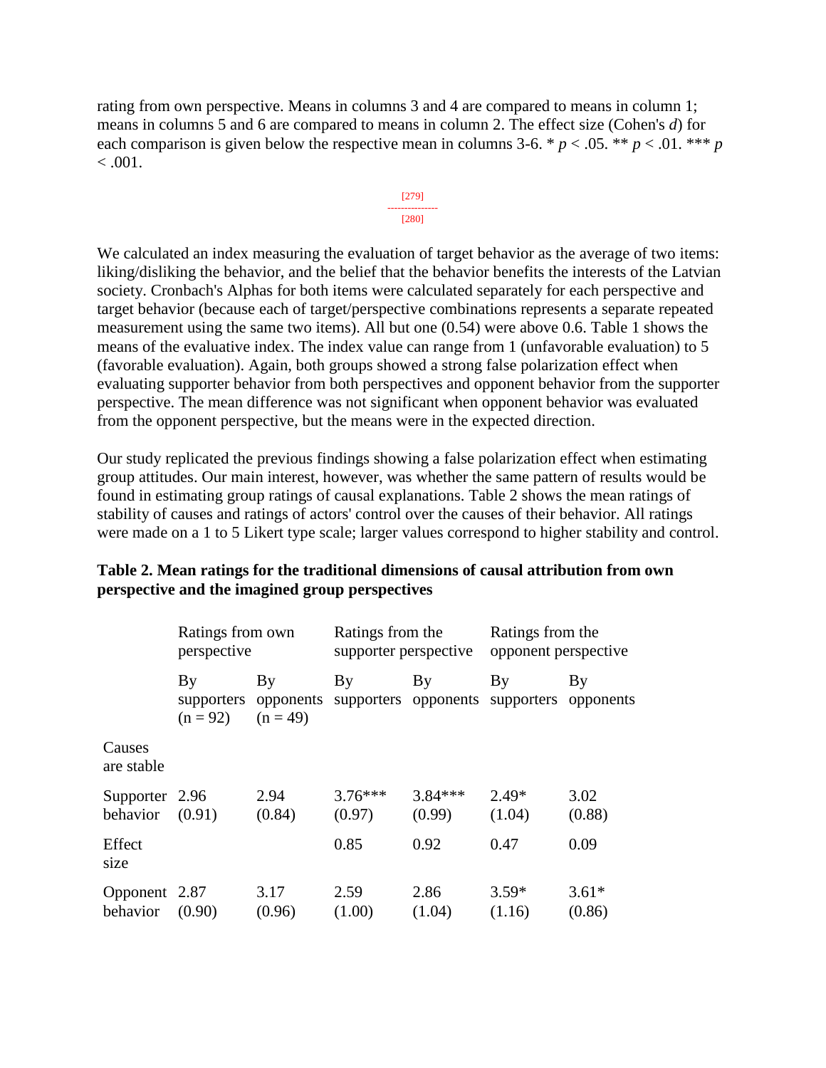rating from own perspective. Means in columns 3 and 4 are compared to means in column 1; means in columns 5 and 6 are compared to means in column 2. The effect size (Cohen's *d*) for each comparison is given below the respective mean in columns 3-6. * $p < .05$. ** $p < .01$. *** $p < .001$.

We calculated an index measuring the evaluation of target behavior as the average of two items: liking/disliking the behavior, and the belief that the behavior benefits the interests of the Latvian society. Cronbach's Alphas for both items were calculated separately for each perspective and target behavior (because each of target/perspective combinations represents a separate repeated measurement using the same two items). All but one (0.54) were above 0.6. Table 1 shows the means of the evaluative index. The index value can range from 1 (unfavorable evaluation) to 5 (favorable evaluation). Again, both groups showed a strong false polarization effect when evaluating supporter behavior from both perspectives and opponent behavior from the supporter perspective. The mean difference was not significant when opponent behavior was evaluated from the opponent perspective, but the means were in the expected direction.

Our study replicated the previous findings showing a false polarization effect when estimating group attitudes. Our main interest, however, was whether the same pattern of results would be found in estimating group ratings of causal explanations. Table 2 shows the mean ratings of stability of causes and ratings of actors' control over the causes of their behavior. All ratings were made on a 1 to 5 Likert type scale; larger values correspond to higher stability and control.

**Table 2. Mean ratings for the traditional dimensions of causal attribution from own perspective and the imagined group perspectives**

| | Ratings from own perspective | | Ratings from the supporter perspective | | Ratings from the opponent perspective | |
|---|---|---|---|---|---|---|
| | By supporters (n = 92) | By opponents (n = 49) | By supporters | By opponents | By supporters | By opponents |
| Causes are stable | | | | | | |
| Supporter behavior | 2.96 (0.91) | 2.94 (0.84) | 3.76*** (0.97) | 3.84*** (0.99) | 2.49* (1.04) | 3.02 (0.88) |
| Effect size | | | 0.85 | 0.92 | 0.47 | 0.09 |
| Opponent behavior | 2.87 (0.90) | 3.17 (0.96) | 2.59 (1.00) | 2.86 (1.04) | 3.59* (1.16) | 3.61* (0.86) |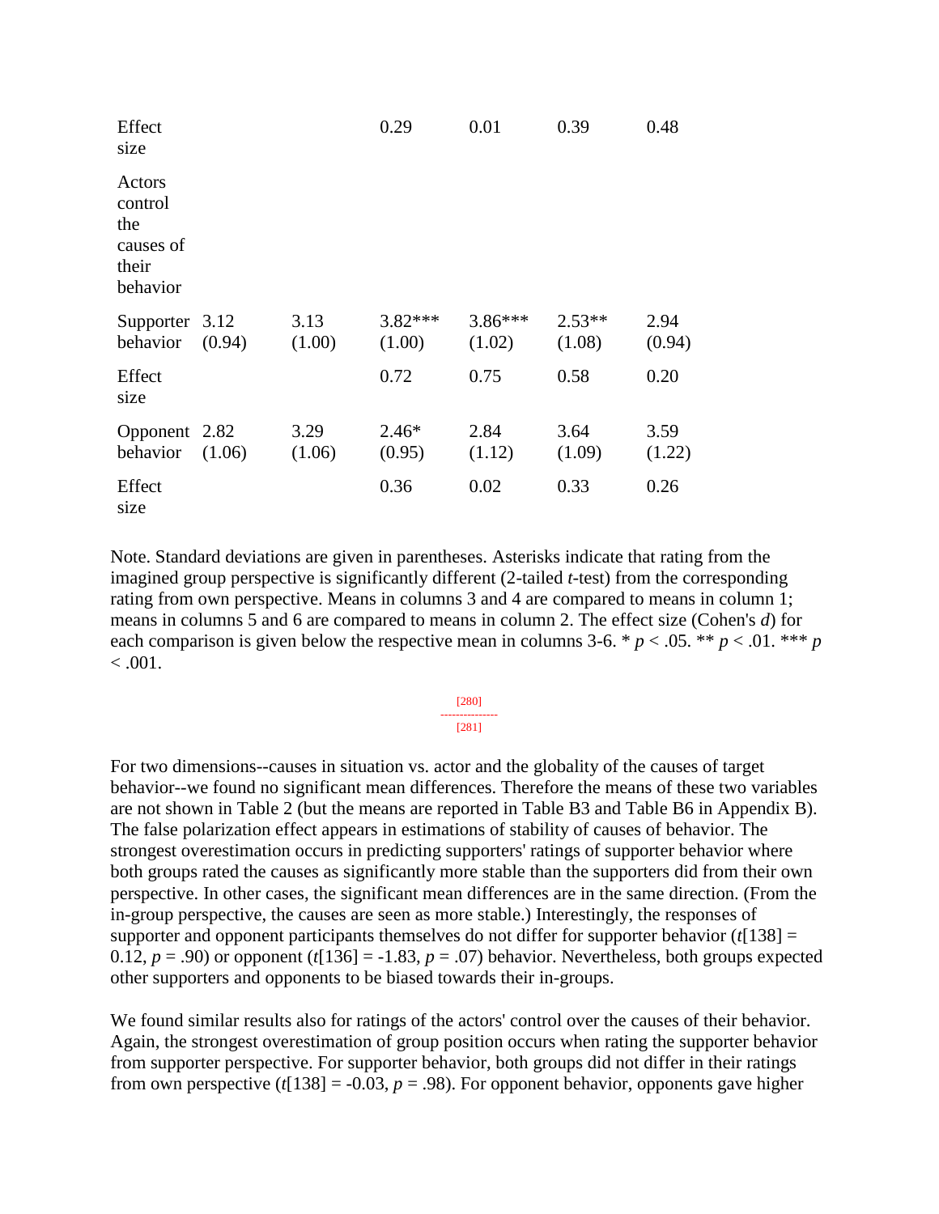| | | | | | | |
|---|---|---|---|---|---|---|
| Effect size | | | 0.29 | 0.01 | 0.39 | 0.48 |
| Actors control the causes of their behavior | | | | | | |
| Supporter behavior | 3.12 (0.94) | 3.13 (1.00) | 3.82*** (1.00) | 3.86*** (1.02) | 2.53** (1.08) | 2.94 (0.94) |
| Effect size | | | 0.72 | 0.75 | 0.58 | 0.20 |
| Opponent behavior | 2.82 (1.06) | 3.29 (1.06) | 2.46* (0.95) | 2.84 (1.12) | 3.64 (1.09) | 3.59 (1.22) |
| Effect size | | | 0.36 | 0.02 | 0.33 | 0.26 |

Note. Standard deviations are given in parentheses. Asterisks indicate that rating from the imagined group perspective is significantly different (2-tailed *t*-test) from the corresponding rating from own perspective. Means in columns 3 and 4 are compared to means in column 1; means in columns 5 and 6 are compared to means in column 2. The effect size (Cohen's *d*) for each comparison is given below the respective mean in columns 3-6. * $p < .05$. ** $p < .01$. *** $p < .001$.

For two dimensions--causes in situation vs. actor and the globality of the causes of target behavior--we found no significant mean differences. Therefore the means of these two variables are not shown in Table 2 (but the means are reported in Table B3 and Table B6 in Appendix B). The false polarization effect appears in estimations of stability of causes of behavior. The strongest overestimation occurs in predicting supporters' ratings of supporter behavior where both groups rated the causes as significantly more stable than the supporters did from their own perspective. In other cases, the significant mean differences are in the same direction. (From the in-group perspective, the causes are seen as more stable.) Interestingly, the responses of supporter and opponent participants themselves do not differ for supporter behavior ($t[138] = 0.12$, $p = .90$) or opponent ($t[136] = -1.83$, $p = .07$) behavior. Nevertheless, both groups expected other supporters and opponents to be biased towards their in-groups.

We found similar results also for ratings of the actors' control over the causes of their behavior. Again, the strongest overestimation of group position occurs when rating the supporter behavior from supporter perspective. For supporter behavior, both groups did not differ in their ratings from own perspective ($t[138] = -0.03$, $p = .98$). For opponent behavior, opponents gave higher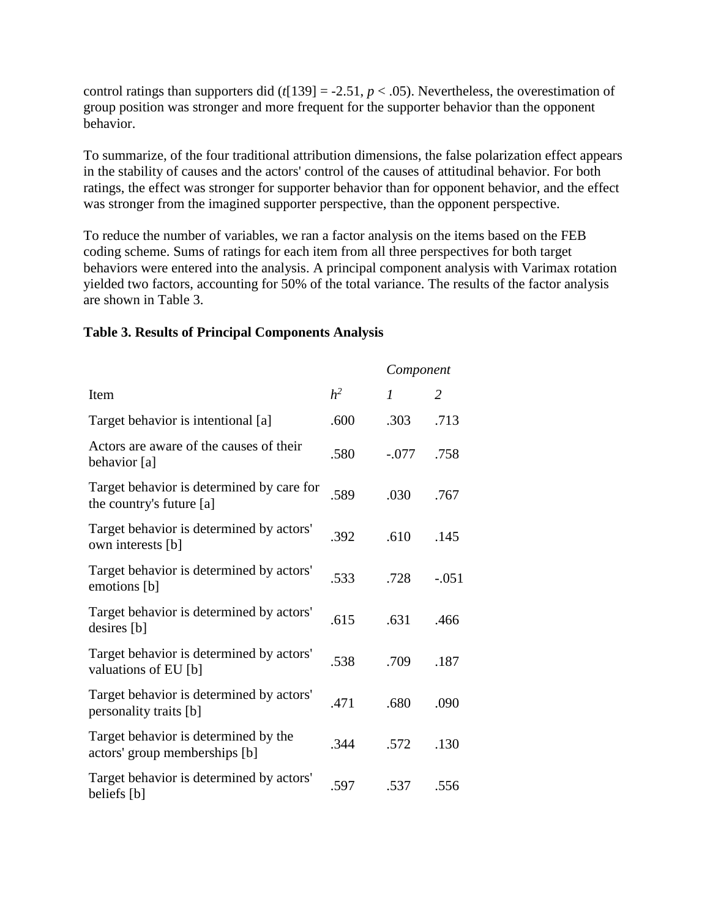control ratings than supporters did ($t[139] = -2.51$, $p < .05$). Nevertheless, the overestimation of group position was stronger and more frequent for the supporter behavior than the opponent behavior.

To summarize, of the four traditional attribution dimensions, the false polarization effect appears in the stability of causes and the actors' control of the causes of attitudinal behavior. For both ratings, the effect was stronger for supporter behavior than for opponent behavior, and the effect was stronger from the imagined supporter perspective, than the opponent perspective.

To reduce the number of variables, we ran a factor analysis on the items based on the FEB coding scheme. Sums of ratings for each item from all three perspectives for both target behaviors were entered into the analysis. A principal component analysis with Varimax rotation yielded two factors, accounting for 50% of the total variance. The results of the factor analysis are shown in Table 3.

**Table 3. Results of Principal Components Analysis**

| | | *Component* | |
|---|---|---|---|
| Item | $h^2$ | *1* | *2* |
| Target behavior is intentional [a] | .600 | .303 | .713 |
| Actors are aware of the causes of their behavior [a] | .580 | -.077 | .758 |
| Target behavior is determined by care for the country's future [a] | .589 | .030 | .767 |
| Target behavior is determined by actors' own interests [b] | .392 | .610 | .145 |
| Target behavior is determined by actors' emotions [b] | .533 | .728 | -.051 |
| Target behavior is determined by actors' desires [b] | .615 | .631 | .466 |
| Target behavior is determined by actors' valuations of EU [b] | .538 | .709 | .187 |
| Target behavior is determined by actors' personality traits [b] | .471 | .680 | .090 |
| Target behavior is determined by the actors' group memberships [b] | .344 | .572 | .130 |
| Target behavior is determined by actors' beliefs [b] | .597 | .537 | .556 |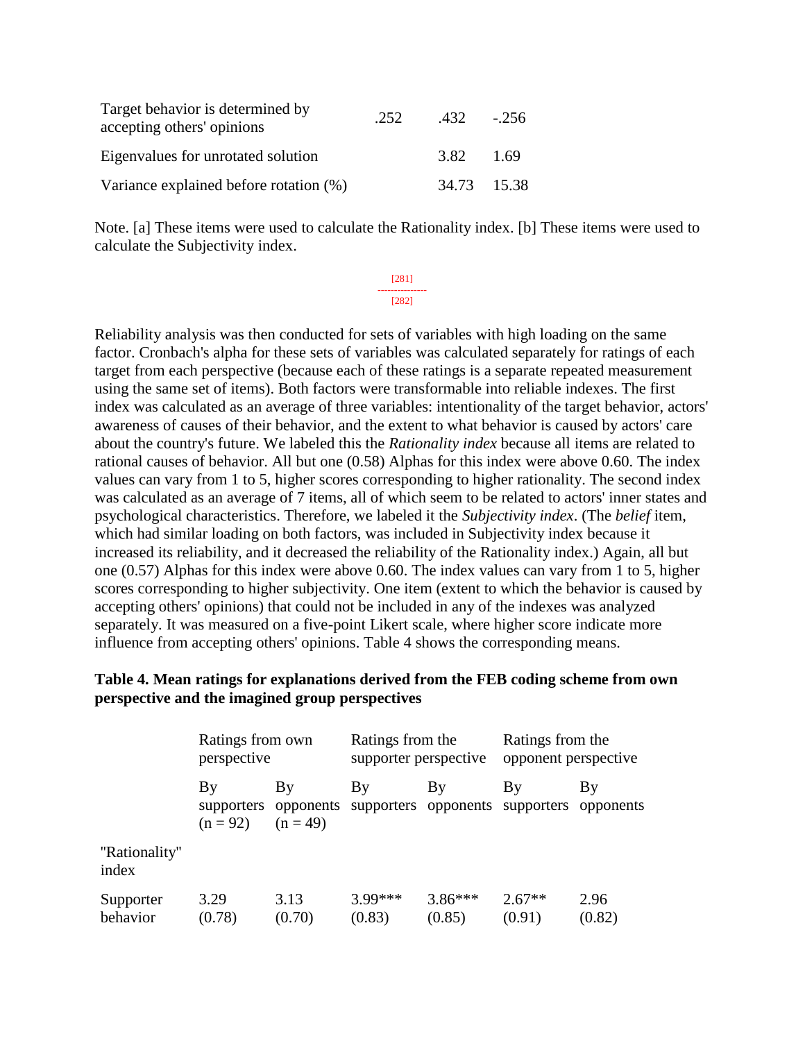| | | | |
|---|---|---|---|
| Target behavior is determined by accepting others' opinions | .252 | .432 | -.256 |
| Eigenvalues for unrotated solution | | 3.82 | 1.69 |
| Variance explained before rotation (%) | | 34.73 | 15.38 |

Note. [a] These items were used to calculate the Rationality index. [b] These items were used to calculate the Subjectivity index.

Reliability analysis was then conducted for sets of variables with high loading on the same factor. Cronbach's alpha for these sets of variables was calculated separately for ratings of each target from each perspective (because each of these ratings is a separate repeated measurement using the same set of items). Both factors were transformable into reliable indexes. The first index was calculated as an average of three variables: intentionality of the target behavior, actors' awareness of causes of their behavior, and the extent to what behavior is caused by actors' care about the country's future. We labeled this the *Rationality index* because all items are related to rational causes of behavior. All but one (0.58) Alphas for this index were above 0.60. The index values can vary from 1 to 5, higher scores corresponding to higher rationality. The second index was calculated as an average of 7 items, all of which seem to be related to actors' inner states and psychological characteristics. Therefore, we labeled it the *Subjectivity index*. (The *belief* item, which had similar loading on both factors, was included in Subjectivity index because it increased its reliability, and it decreased the reliability of the Rationality index.) Again, all but one (0.57) Alphas for this index were above 0.60. The index values can vary from 1 to 5, higher scores corresponding to higher subjectivity. One item (extent to which the behavior is caused by accepting others' opinions) that could not be included in any of the indexes was analyzed separately. It was measured on a five-point Likert scale, where higher score indicate more influence from accepting others' opinions. Table 4 shows the corresponding means.

**Table 4. Mean ratings for explanations derived from the FEB coding scheme from own perspective and the imagined group perspectives**

| | Ratings from own perspective | | Ratings from the supporter perspective | | Ratings from the opponent perspective | |
|---|---|---|---|---|---|---|
| | By supporters (n = 92) | By opponents (n = 49) | By supporters | By opponents | By supporters | By opponents |
| "Rationality" index | | | | | | |
| Supporter behavior | 3.29 (0.78) | 3.13 (0.70) | 3.99*** (0.83) | 3.86*** (0.85) | 2.67** (0.91) | 2.96 (0.82) |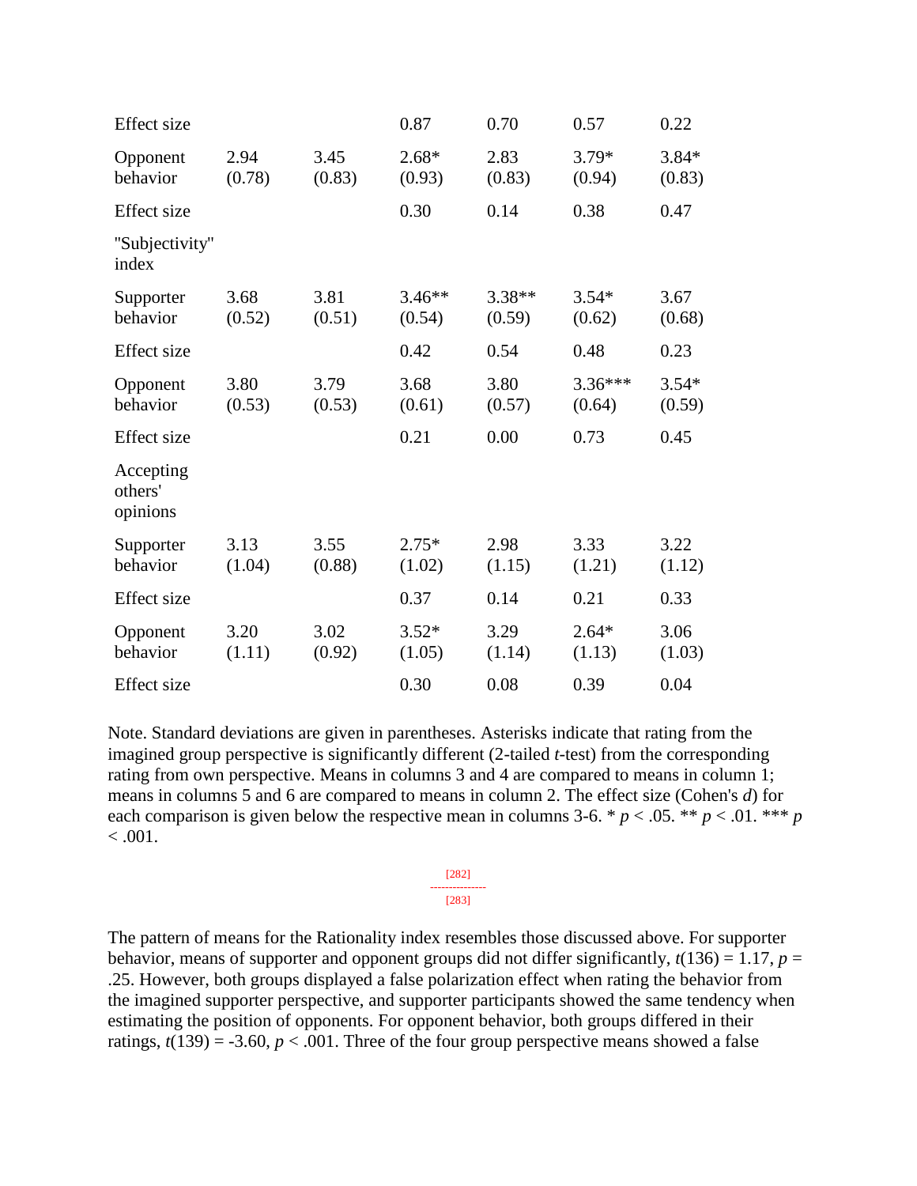| | | | | | | |
|---|---|---|---|---|---|---|
| Effect size | | | 0.87 | 0.70 | 0.57 | 0.22 |
| Opponent behavior | 2.94 (0.78) | 3.45 (0.83) | 2.68* (0.93) | 2.83 (0.83) | 3.79* (0.94) | 3.84* (0.83) |
| Effect size | | | 0.30 | 0.14 | 0.38 | 0.47 |
| "Subjectivity" index | | | | | | |
| Supporter behavior | 3.68 (0.52) | 3.81 (0.51) | 3.46** (0.54) | 3.38** (0.59) | 3.54* (0.62) | 3.67 (0.68) |
| Effect size | | | 0.42 | 0.54 | 0.48 | 0.23 |
| Opponent behavior | 3.80 (0.53) | 3.79 (0.53) | 3.68 (0.61) | 3.80 (0.57) | 3.36*** (0.64) | 3.54* (0.59) |
| Effect size | | | 0.21 | 0.00 | 0.73 | 0.45 |
| Accepting others' opinions | | | | | | |
| Supporter behavior | 3.13 (1.04) | 3.55 (0.88) | 2.75* (1.02) | 2.98 (1.15) | 3.33 (1.21) | 3.22 (1.12) |
| Effect size | | | 0.37 | 0.14 | 0.21 | 0.33 |
| Opponent behavior | 3.20 (1.11) | 3.02 (0.92) | 3.52* (1.05) | 3.29 (1.14) | 2.64* (1.13) | 3.06 (1.03) |
| Effect size | | | 0.30 | 0.08 | 0.39 | 0.04 |

Note. Standard deviations are given in parentheses. Asterisks indicate that rating from the imagined group perspective is significantly different (2-tailed $t$-test) from the corresponding rating from own perspective. Means in columns 3 and 4 are compared to means in column 1; means in columns 5 and 6 are compared to means in column 2. The effect size (Cohen's $d$) for each comparison is given below the respective mean in columns 3-6. * $p < .05$. ** $p < .01$. *** $p < .001$.

The pattern of means for the Rationality index resembles those discussed above. For supporter behavior, means of supporter and opponent groups did not differ significantly, $t(136) = 1.17$, $p = .25$. However, both groups displayed a false polarization effect when rating the behavior from the imagined supporter perspective, and supporter participants showed the same tendency when estimating the position of opponents. For opponent behavior, both groups differed in their ratings, $t(139) = -3.60$, $p < .001$. Three of the four group perspective means showed a false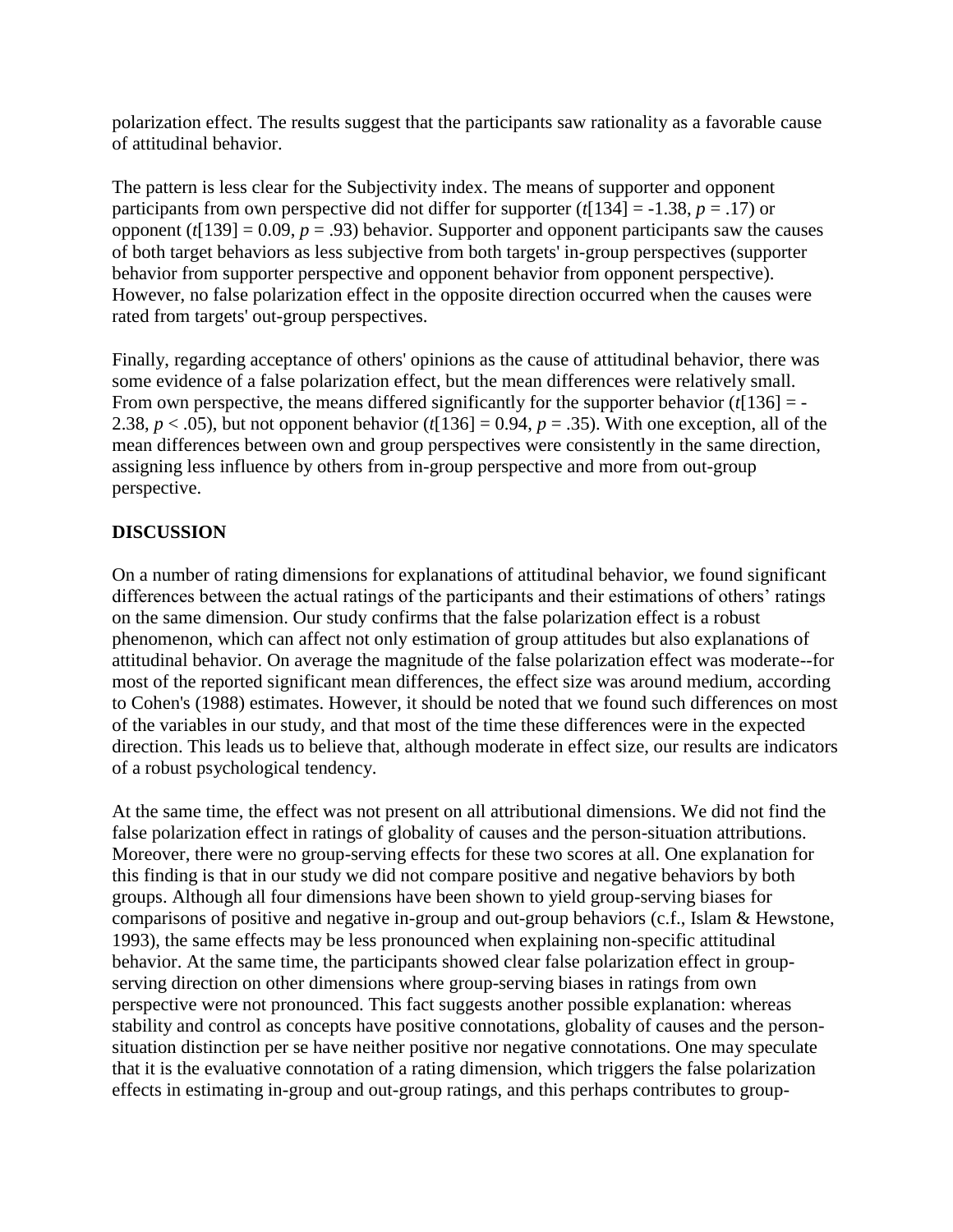polarization effect. The results suggest that the participants saw rationality as a favorable cause of attitudinal behavior.

The pattern is less clear for the Subjectivity index. The means of supporter and opponent participants from own perspective did not differ for supporter ($t[134] = -1.38$, $p = .17$) or opponent ($t[139] = 0.09$, $p = .93$) behavior. Supporter and opponent participants saw the causes of both target behaviors as less subjective from both targets' in-group perspectives (supporter behavior from supporter perspective and opponent behavior from opponent perspective). However, no false polarization effect in the opposite direction occurred when the causes were rated from targets' out-group perspectives.

Finally, regarding acceptance of others' opinions as the cause of attitudinal behavior, there was some evidence of a false polarization effect, but the mean differences were relatively small. From own perspective, the means differed significantly for the supporter behavior ($t[136] = -2.38$, $p < .05$), but not opponent behavior ($t[136] = 0.94$, $p = .35$). With one exception, all of the mean differences between own and group perspectives were consistently in the same direction, assigning less influence by others from in-group perspective and more from out-group perspective.

## DISCUSSION

On a number of rating dimensions for explanations of attitudinal behavior, we found significant differences between the actual ratings of the participants and their estimations of others' ratings on the same dimension. Our study confirms that the false polarization effect is a robust phenomenon, which can affect not only estimation of group attitudes but also explanations of attitudinal behavior. On average the magnitude of the false polarization effect was moderate--for most of the reported significant mean differences, the effect size was around medium, according to Cohen's (1988) estimates. However, it should be noted that we found such differences on most of the variables in our study, and that most of the time these differences were in the expected direction. This leads us to believe that, although moderate in effect size, our results are indicators of a robust psychological tendency.

At the same time, the effect was not present on all attributional dimensions. We did not find the false polarization effect in ratings of globality of causes and the person-situation attributions. Moreover, there were no group-serving effects for these two scores at all. One explanation for this finding is that in our study we did not compare positive and negative behaviors by both groups. Although all four dimensions have been shown to yield group-serving biases for comparisons of positive and negative in-group and out-group behaviors (c.f., Islam & Hewstone, 1993), the same effects may be less pronounced when explaining non-specific attitudinal behavior. At the same time, the participants showed clear false polarization effect in group-serving direction on other dimensions where group-serving biases in ratings from own perspective were not pronounced. This fact suggests another possible explanation: whereas stability and control as concepts have positive connotations, globality of causes and the person-situation distinction per se have neither positive nor negative connotations. One may speculate that it is the evaluative connotation of a rating dimension, which triggers the false polarization effects in estimating in-group and out-group ratings, and this perhaps contributes to group-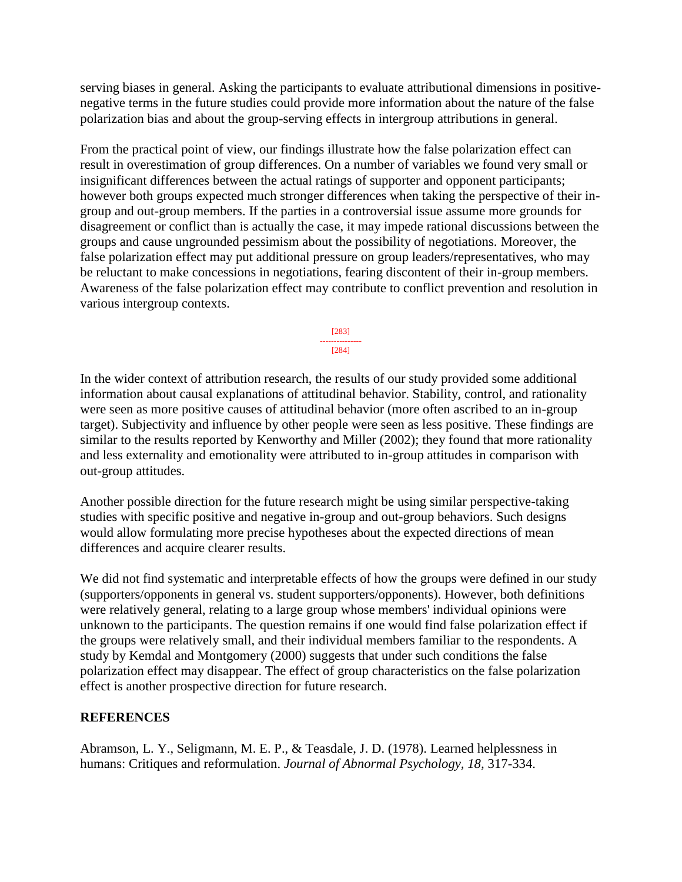serving biases in general. Asking the participants to evaluate attributional dimensions in positive-negative terms in the future studies could provide more information about the nature of the false polarization bias and about the group-serving effects in intergroup attributions in general.

From the practical point of view, our findings illustrate how the false polarization effect can result in overestimation of group differences. On a number of variables we found very small or insignificant differences between the actual ratings of supporter and opponent participants; however both groups expected much stronger differences when taking the perspective of their in-group and out-group members. If the parties in a controversial issue assume more grounds for disagreement or conflict than is actually the case, it may impede rational discussions between the groups and cause ungrounded pessimism about the possibility of negotiations. Moreover, the false polarization effect may put additional pressure on group leaders/representatives, who may be reluctant to make concessions in negotiations, fearing discontent of their in-group members. Awareness of the false polarization effect may contribute to conflict prevention and resolution in various intergroup contexts.

In the wider context of attribution research, the results of our study provided some additional information about causal explanations of attitudinal behavior. Stability, control, and rationality were seen as more positive causes of attitudinal behavior (more often ascribed to an in-group target). Subjectivity and influence by other people were seen as less positive. These findings are similar to the results reported by Kenworthy and Miller (2002); they found that more rationality and less externality and emotionality were attributed to in-group attitudes in comparison with out-group attitudes.

Another possible direction for the future research might be using similar perspective-taking studies with specific positive and negative in-group and out-group behaviors. Such designs would allow formulating more precise hypotheses about the expected directions of mean differences and acquire clearer results.

We did not find systematic and interpretable effects of how the groups were defined in our study (supporters/opponents in general vs. student supporters/opponents). However, both definitions were relatively general, relating to a large group whose members' individual opinions were unknown to the participants. The question remains if one would find false polarization effect if the groups were relatively small, and their individual members familiar to the respondents. A study by Kemdal and Montgomery (2000) suggests that under such conditions the false polarization effect may disappear. The effect of group characteristics on the false polarization effect is another prospective direction for future research.

## REFERENCES

Abramson, L. Y., Seligmann, M. E. P., & Teasdale, J. D. (1978). Learned helplessness in humans: Critiques and reformulation. *Journal of Abnormal Psychology, 18,* 317-334.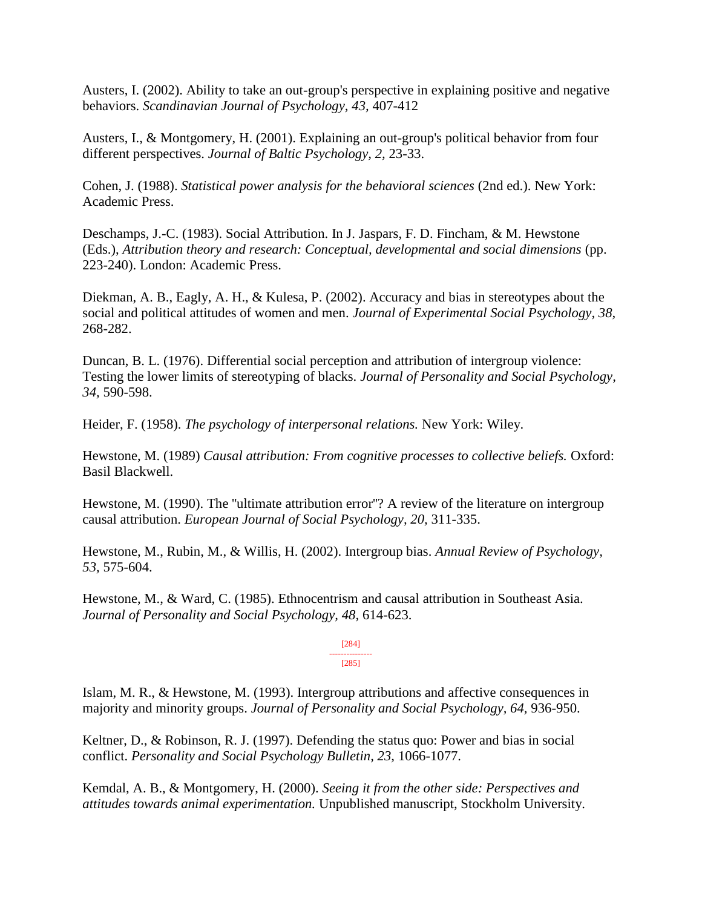Austers, I. (2002). Ability to take an out-group's perspective in explaining positive and negative behaviors. *Scandinavian Journal of Psychology, 43,* 407-412

Austers, I., & Montgomery, H. (2001). Explaining an out-group's political behavior from four different perspectives. *Journal of Baltic Psychology, 2,* 23-33.

Cohen, J. (1988). *Statistical power analysis for the behavioral sciences* (2nd ed.). New York: Academic Press.

Deschamps, J.-C. (1983). Social Attribution. In J. Jaspars, F. D. Fincham, & M. Hewstone (Eds.), *Attribution theory and research: Conceptual, developmental and social dimensions* (pp. 223-240). London: Academic Press.

Diekman, A. B., Eagly, A. H., & Kulesa, P. (2002). Accuracy and bias in stereotypes about the social and political attitudes of women and men. *Journal of Experimental Social Psychology, 38,* 268-282.

Duncan, B. L. (1976). Differential social perception and attribution of intergroup violence: Testing the lower limits of stereotyping of blacks. *Journal of Personality and Social Psychology, 34,* 590-598.

Heider, F. (1958). *The psychology of interpersonal relations.* New York: Wiley.

Hewstone, M. (1989) *Causal attribution: From cognitive processes to collective beliefs.* Oxford: Basil Blackwell.

Hewstone, M. (1990). The "ultimate attribution error"? A review of the literature on intergroup causal attribution. *European Journal of Social Psychology, 20,* 311-335.

Hewstone, M., Rubin, M., & Willis, H. (2002). Intergroup bias. *Annual Review of Psychology, 53,* 575-604.

Hewstone, M., & Ward, C. (1985). Ethnocentrism and causal attribution in Southeast Asia. *Journal of Personality and Social Psychology, 48,* 614-623.

Islam, M. R., & Hewstone, M. (1993). Intergroup attributions and affective consequences in majority and minority groups. *Journal of Personality and Social Psychology, 64,* 936-950.

Keltner, D., & Robinson, R. J. (1997). Defending the status quo: Power and bias in social conflict. *Personality and Social Psychology Bulletin, 23,* 1066-1077.

Kemdal, A. B., & Montgomery, H. (2000). *Seeing it from the other side: Perspectives and attitudes towards animal experimentation.* Unpublished manuscript, Stockholm University.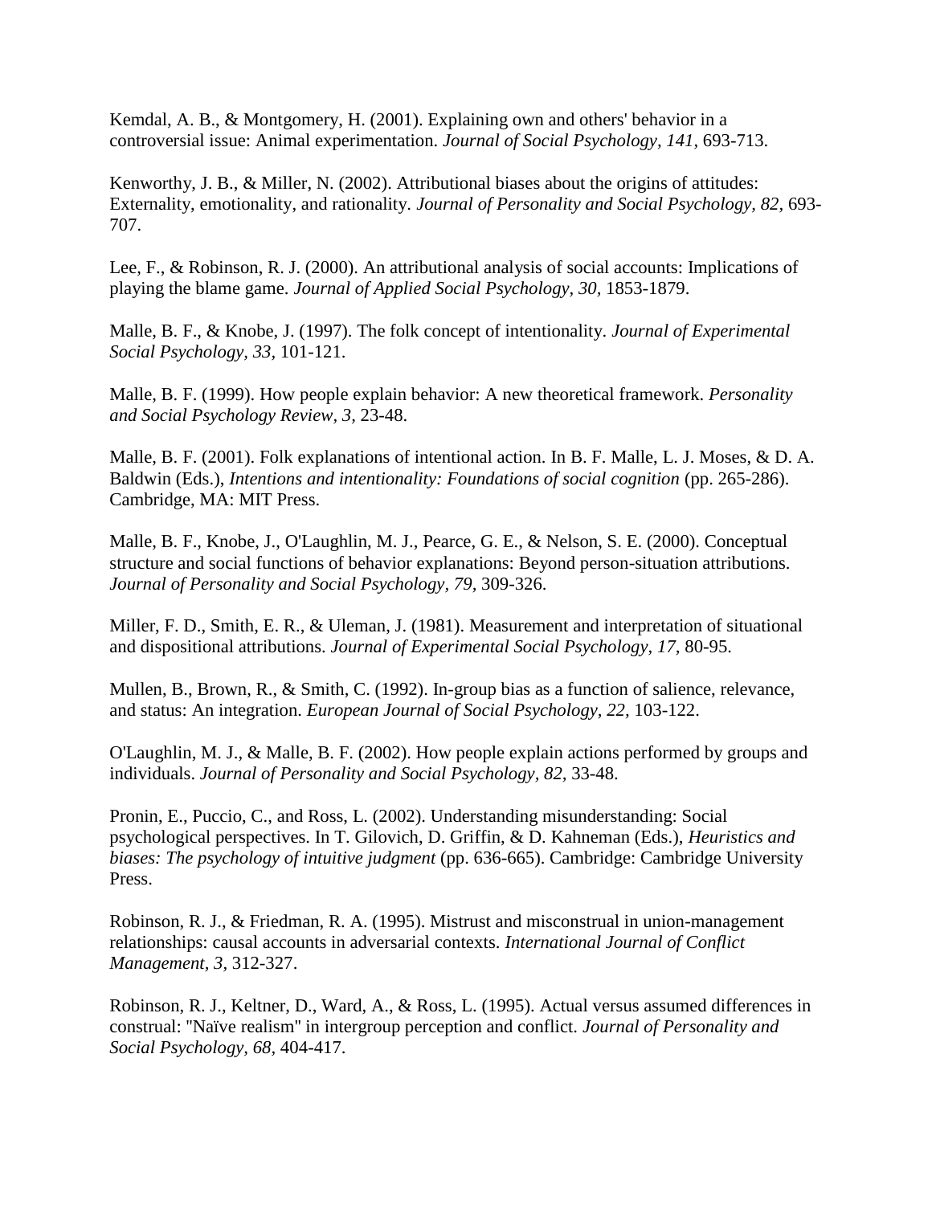Kemdal, A. B., & Montgomery, H. (2001). Explaining own and others' behavior in a controversial issue: Animal experimentation. *Journal of Social Psychology, 141*, 693-713.

Kenworthy, J. B., & Miller, N. (2002). Attributional biases about the origins of attitudes: Externality, emotionality, and rationality. *Journal of Personality and Social Psychology, 82*, 693-707.

Lee, F., & Robinson, R. J. (2000). An attributional analysis of social accounts: Implications of playing the blame game. *Journal of Applied Social Psychology, 30*, 1853-1879.

Malle, B. F., & Knobe, J. (1997). The folk concept of intentionality. *Journal of Experimental Social Psychology, 33*, 101-121.

Malle, B. F. (1999). How people explain behavior: A new theoretical framework. *Personality and Social Psychology Review, 3*, 23-48.

Malle, B. F. (2001). Folk explanations of intentional action. In B. F. Malle, L. J. Moses, & D. A. Baldwin (Eds.), *Intentions and intentionality: Foundations of social cognition* (pp. 265-286). Cambridge, MA: MIT Press.

Malle, B. F., Knobe, J., O'Laughlin, M. J., Pearce, G. E., & Nelson, S. E. (2000). Conceptual structure and social functions of behavior explanations: Beyond person-situation attributions. *Journal of Personality and Social Psychology, 79*, 309-326.

Miller, F. D., Smith, E. R., & Uleman, J. (1981). Measurement and interpretation of situational and dispositional attributions. *Journal of Experimental Social Psychology, 17*, 80-95.

Mullen, B., Brown, R., & Smith, C. (1992). In-group bias as a function of salience, relevance, and status: An integration. *European Journal of Social Psychology, 22*, 103-122.

O'Laughlin, M. J., & Malle, B. F. (2002). How people explain actions performed by groups and individuals. *Journal of Personality and Social Psychology, 82*, 33-48.

Pronin, E., Puccio, C., and Ross, L. (2002). Understanding misunderstanding: Social psychological perspectives. In T. Gilovich, D. Griffin, & D. Kahneman (Eds.), *Heuristics and biases: The psychology of intuitive judgment* (pp. 636-665). Cambridge: Cambridge University Press.

Robinson, R. J., & Friedman, R. A. (1995). Mistrust and misconstrual in union-management relationships: causal accounts in adversarial contexts. *International Journal of Conflict Management, 3*, 312-327.

Robinson, R. J., Keltner, D., Ward, A., & Ross, L. (1995). Actual versus assumed differences in construal: "Naïve realism" in intergroup perception and conflict. *Journal of Personality and Social Psychology, 68*, 404-417.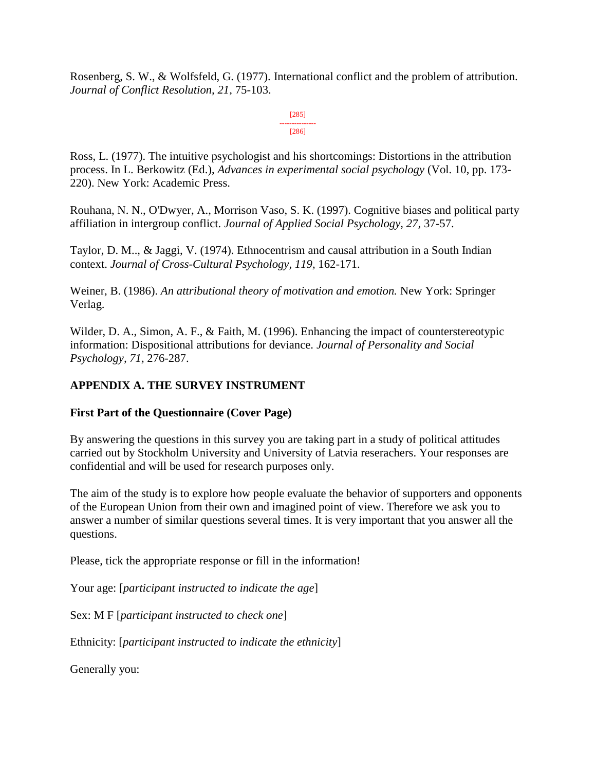Rosenberg, S. W., & Wolfsfeld, G. (1977). International conflict and the problem of attribution. *Journal of Conflict Resolution, 21,* 75-103.

Ross, L. (1977). The intuitive psychologist and his shortcomings: Distortions in the attribution process. In L. Berkowitz (Ed.), *Advances in experimental social psychology* (Vol. 10, pp. 173-220). New York: Academic Press.

Rouhana, N. N., O'Dwyer, A., Morrison Vaso, S. K. (1997). Cognitive biases and political party affiliation in intergroup conflict. *Journal of Applied Social Psychology, 27,* 37-57.

Taylor, D. M.., & Jaggi, V. (1974). Ethnocentrism and causal attribution in a South Indian context. *Journal of Cross-Cultural Psychology, 119,* 162-171.

Weiner, B. (1986). *An attributional theory of motivation and emotion.* New York: Springer Verlag.

Wilder, D. A., Simon, A. F., & Faith, M. (1996). Enhancing the impact of counterstereotypic information: Dispositional attributions for deviance. *Journal of Personality and Social Psychology, 71,* 276-287.

## APPENDIX A. THE SURVEY INSTRUMENT

### First Part of the Questionnaire (Cover Page)

By answering the questions in this survey you are taking part in a study of political attitudes carried out by Stockholm University and University of Latvia reserachers. Your responses are confidential and will be used for research purposes only.

The aim of the study is to explore how people evaluate the behavior of supporters and opponents of the European Union from their own and imagined point of view. Therefore we ask you to answer a number of similar questions several times. It is very important that you answer all the questions.

Please, tick the appropriate response or fill in the information!

Your age: [*participant instructed to indicate the age*]

Sex: M F [*participant instructed to check one*]

Ethnicity: [*participant instructed to indicate the ethnicity*]

Generally you: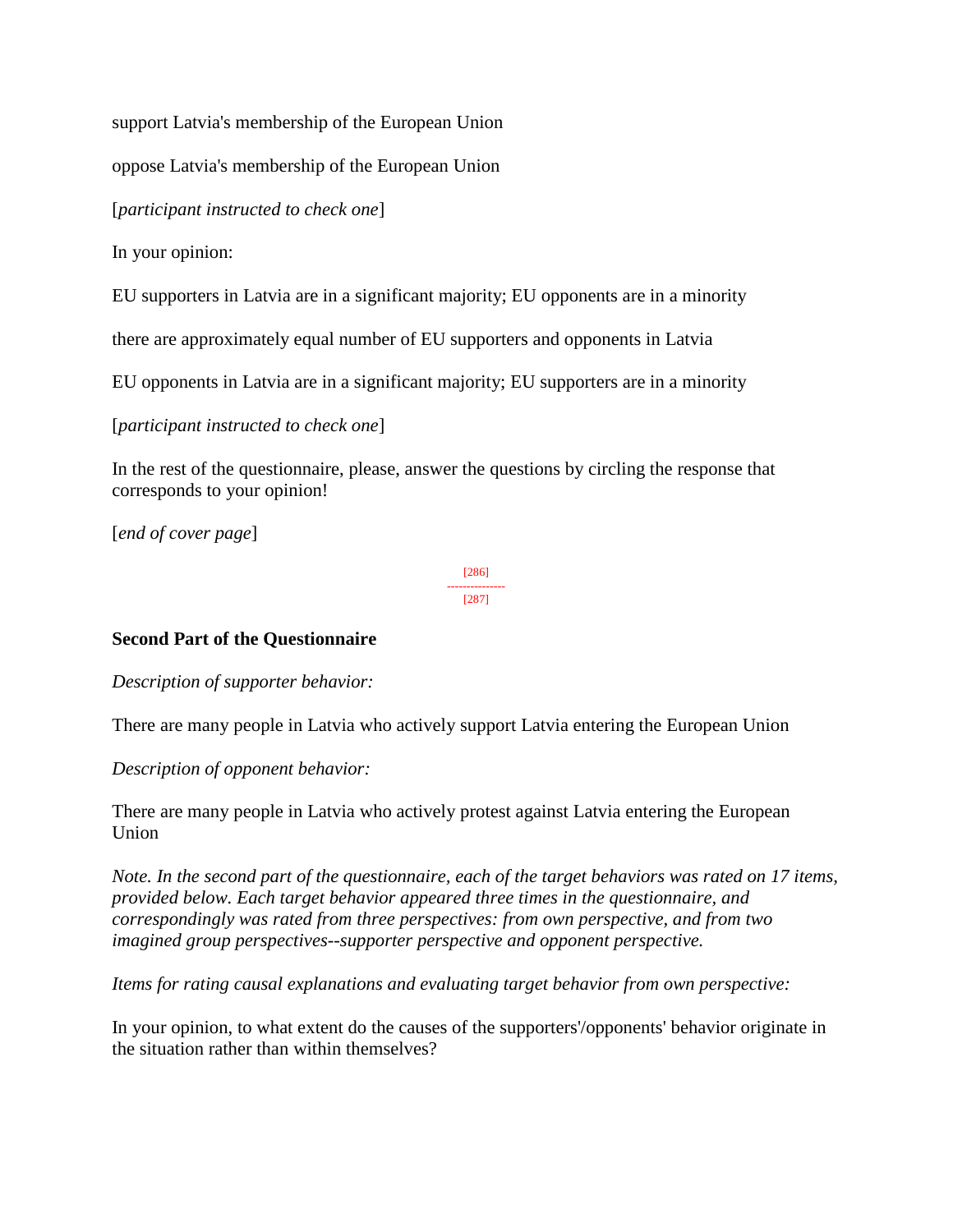support Latvia's membership of the European Union

oppose Latvia's membership of the European Union

[*participant instructed to check one*]

In your opinion:

EU supporters in Latvia are in a significant majority; EU opponents are in a minority

there are approximately equal number of EU supporters and opponents in Latvia

EU opponents in Latvia are in a significant majority; EU supporters are in a minority

[*participant instructed to check one*]

In the rest of the questionnaire, please, answer the questions by circling the response that corresponds to your opinion!

[*end of cover page*]

**Second Part of the Questionnaire**

*Description of supporter behavior:*

There are many people in Latvia who actively support Latvia entering the European Union

*Description of opponent behavior:*

There are many people in Latvia who actively protest against Latvia entering the European Union

*Note. In the second part of the questionnaire, each of the target behaviors was rated on 17 items, provided below. Each target behavior appeared three times in the questionnaire, and correspondingly was rated from three perspectives: from own perspective, and from two imagined group perspectives--supporter perspective and opponent perspective.*

*Items for rating causal explanations and evaluating target behavior from own perspective:*

In your opinion, to what extent do the causes of the supporters'/opponents' behavior originate in the situation rather than within themselves?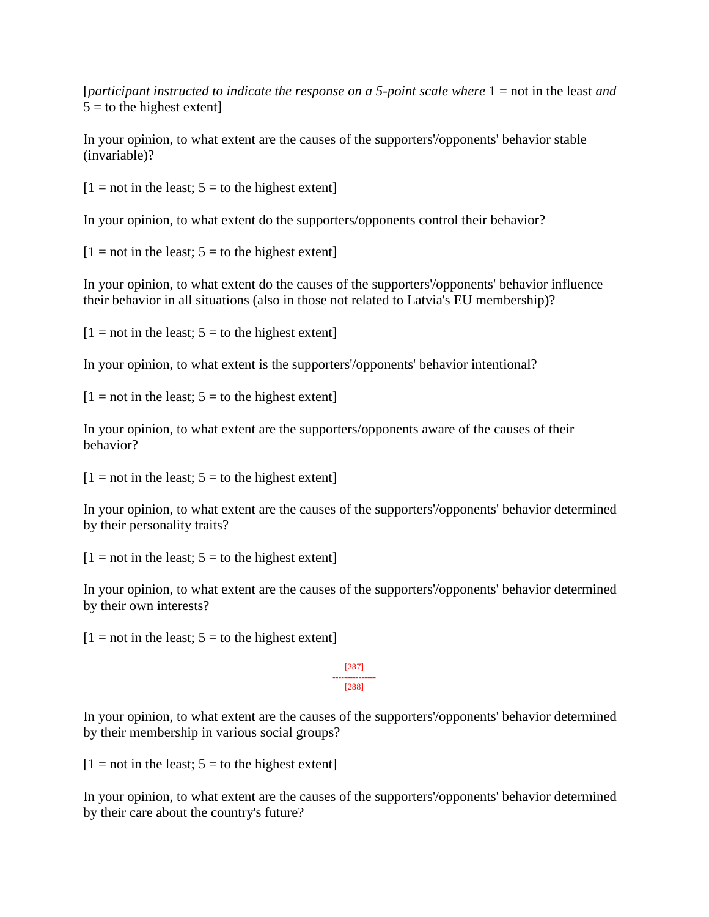[*participant instructed to indicate the response on a 5-point scale where* 1 = not in the least *and* 5 = to the highest extent]

In your opinion, to what extent are the causes of the supporters'/opponents' behavior stable (invariable)?

[1 = not in the least; 5 = to the highest extent]

In your opinion, to what extent do the supporters/opponents control their behavior?

[1 = not in the least; 5 = to the highest extent]

In your opinion, to what extent do the causes of the supporters'/opponents' behavior influence their behavior in all situations (also in those not related to Latvia's EU membership)?

[1 = not in the least; 5 = to the highest extent]

In your opinion, to what extent is the supporters'/opponents' behavior intentional?

[1 = not in the least; 5 = to the highest extent]

In your opinion, to what extent are the supporters/opponents aware of the causes of their behavior?

[1 = not in the least; 5 = to the highest extent]

In your opinion, to what extent are the causes of the supporters'/opponents' behavior determined by their personality traits?

[1 = not in the least; 5 = to the highest extent]

In your opinion, to what extent are the causes of the supporters'/opponents' behavior determined by their own interests?

[1 = not in the least; 5 = to the highest extent]

In your opinion, to what extent are the causes of the supporters'/opponents' behavior determined by their membership in various social groups?

[1 = not in the least; 5 = to the highest extent]

In your opinion, to what extent are the causes of the supporters'/opponents' behavior determined by their care about the country's future?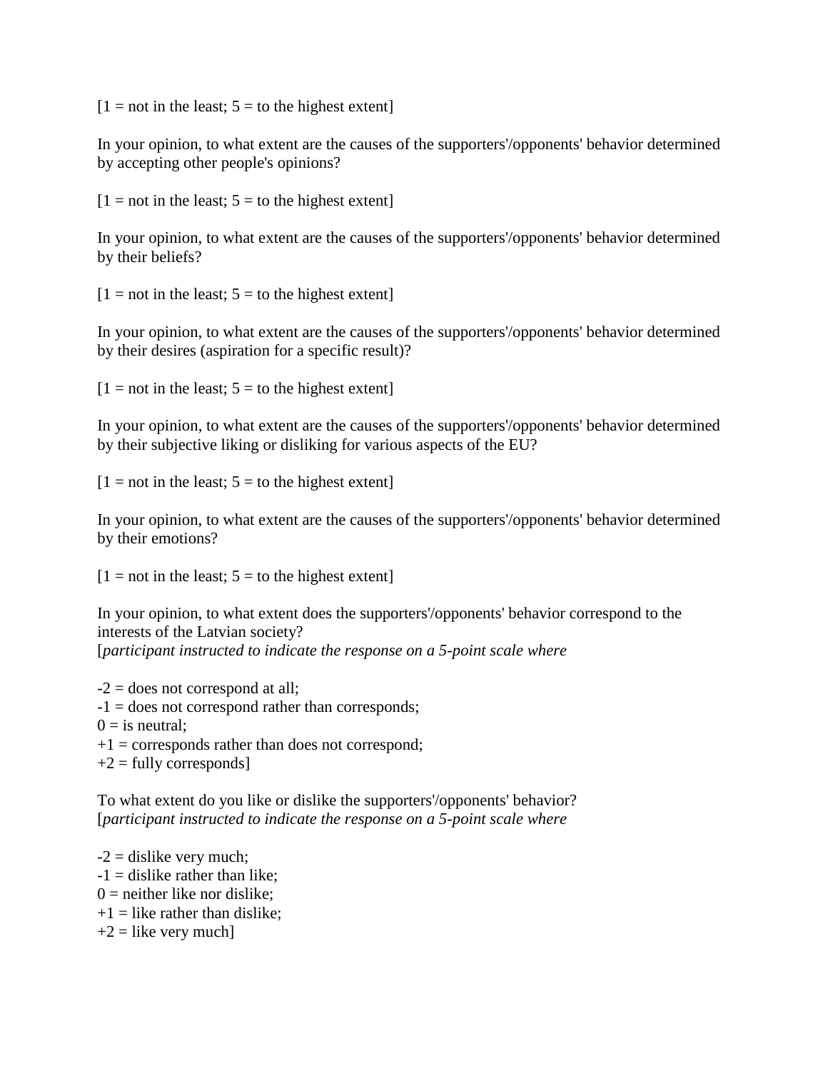[1 = not in the least; 5 = to the highest extent]

In your opinion, to what extent are the causes of the supporters'/opponents' behavior determined by accepting other people's opinions?

[1 = not in the least; 5 = to the highest extent]

In your opinion, to what extent are the causes of the supporters'/opponents' behavior determined by their beliefs?

[1 = not in the least; 5 = to the highest extent]

In your opinion, to what extent are the causes of the supporters'/opponents' behavior determined by their desires (aspiration for a specific result)?

[1 = not in the least; 5 = to the highest extent]

In your opinion, to what extent are the causes of the supporters'/opponents' behavior determined by their subjective liking or disliking for various aspects of the EU?

[1 = not in the least; 5 = to the highest extent]

In your opinion, to what extent are the causes of the supporters'/opponents' behavior determined by their emotions?

[1 = not in the least; 5 = to the highest extent]

In your opinion, to what extent does the supporters'/opponents' behavior correspond to the interests of the Latvian society?
[*participant instructed to indicate the response on a 5-point scale where*

-2 = does not correspond at all;
-1 = does not correspond rather than corresponds;
0 = is neutral;
+1 = corresponds rather than does not correspond;
+2 = fully corresponds]

To what extent do you like or dislike the supporters'/opponents' behavior?
[*participant instructed to indicate the response on a 5-point scale where*

-2 = dislike very much;
-1 = dislike rather than like;
0 = neither like nor dislike;
+1 = like rather than dislike;
+2 = like very much]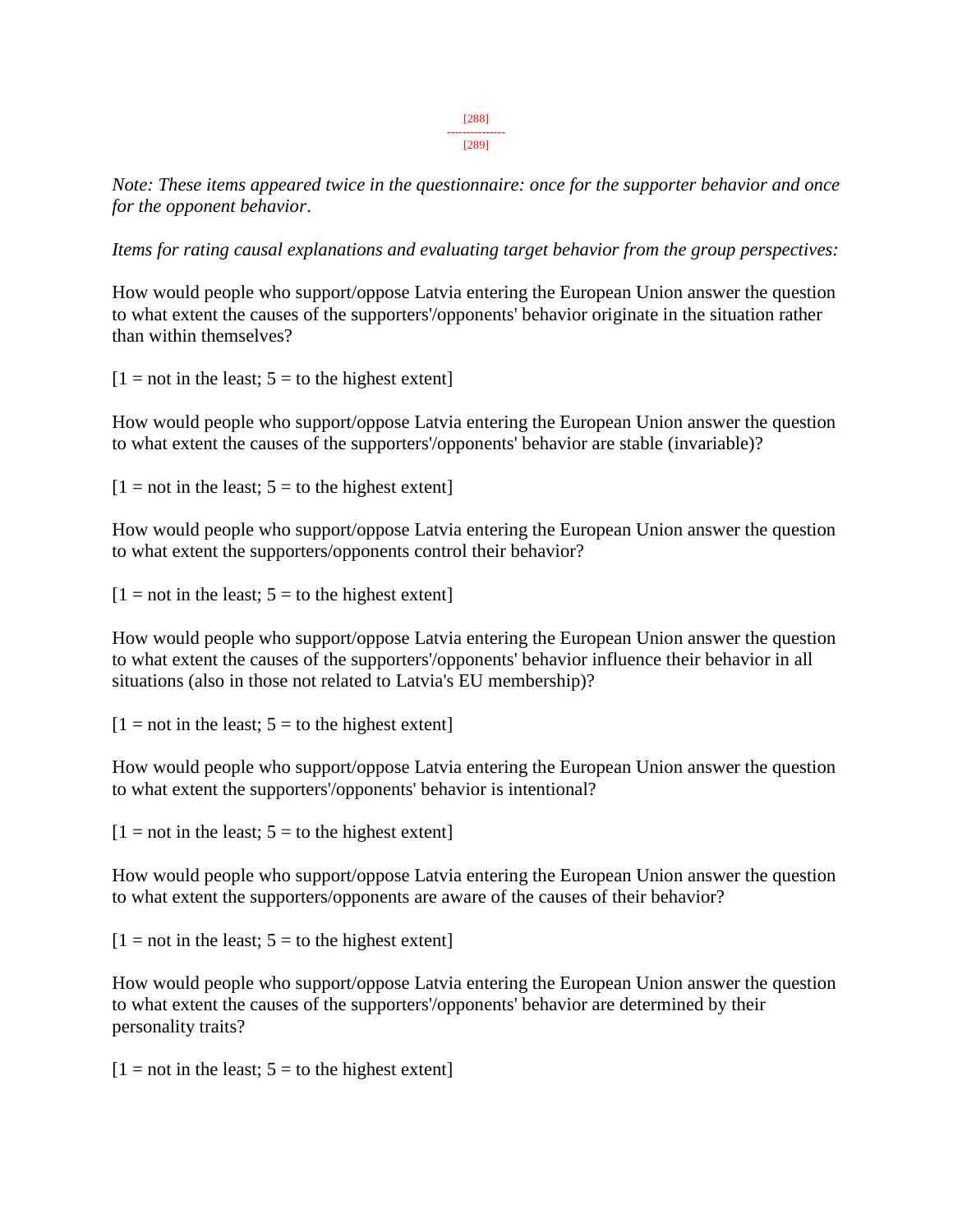*Note: These items appeared twice in the questionnaire: once for the supporter behavior and once for the opponent behavior*.

*Items for rating causal explanations and evaluating target behavior from the group perspectives:*

How would people who support/oppose Latvia entering the European Union answer the question to what extent the causes of the supporters'/opponents' behavior originate in the situation rather than within themselves?

[1 = not in the least; 5 = to the highest extent]

How would people who support/oppose Latvia entering the European Union answer the question to what extent the causes of the supporters'/opponents' behavior are stable (invariable)?

[1 = not in the least; 5 = to the highest extent]

How would people who support/oppose Latvia entering the European Union answer the question to what extent the supporters/opponents control their behavior?

[1 = not in the least; 5 = to the highest extent]

How would people who support/oppose Latvia entering the European Union answer the question to what extent the causes of the supporters'/opponents' behavior influence their behavior in all situations (also in those not related to Latvia's EU membership)?

[1 = not in the least; 5 = to the highest extent]

How would people who support/oppose Latvia entering the European Union answer the question to what extent the supporters'/opponents' behavior is intentional?

[1 = not in the least; 5 = to the highest extent]

How would people who support/oppose Latvia entering the European Union answer the question to what extent the supporters/opponents are aware of the causes of their behavior?

[1 = not in the least; 5 = to the highest extent]

How would people who support/oppose Latvia entering the European Union answer the question to what extent the causes of the supporters'/opponents' behavior are determined by their personality traits?

[1 = not in the least; 5 = to the highest extent]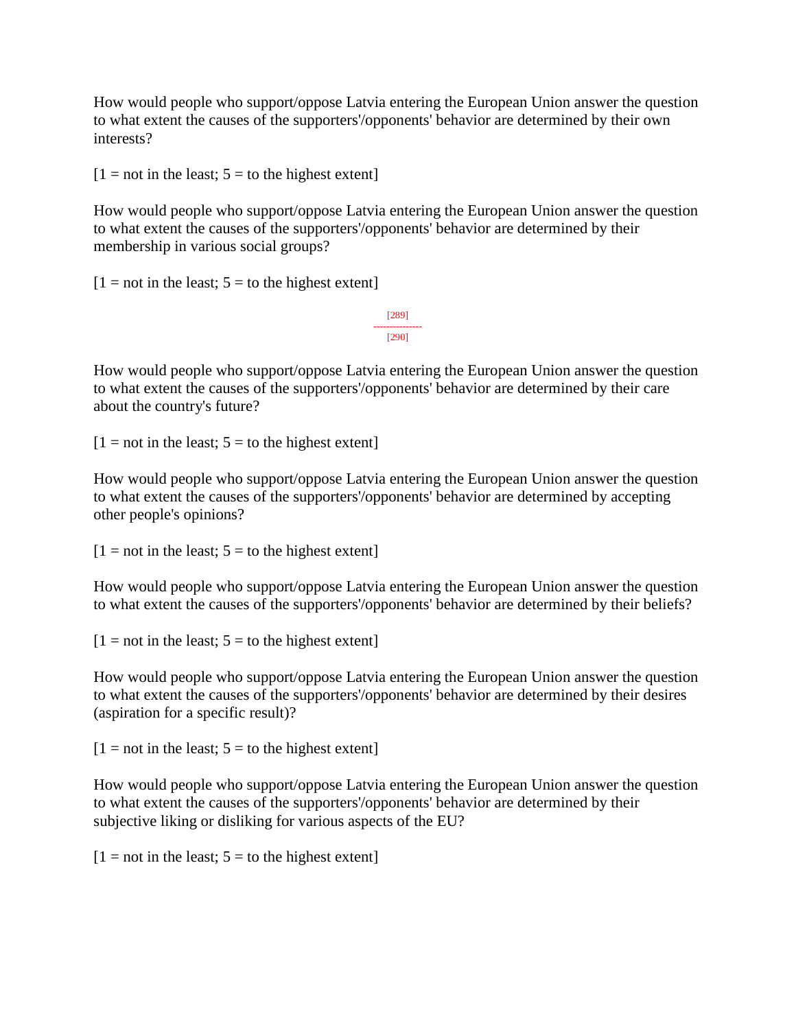How would people who support/oppose Latvia entering the European Union answer the question to what extent the causes of the supporters'/opponents' behavior are determined by their own interests?

[1 = not in the least; 5 = to the highest extent]

How would people who support/oppose Latvia entering the European Union answer the question to what extent the causes of the supporters'/opponents' behavior are determined by their membership in various social groups?

[1 = not in the least; 5 = to the highest extent]

How would people who support/oppose Latvia entering the European Union answer the question to what extent the causes of the supporters'/opponents' behavior are determined by their care about the country's future?

[1 = not in the least; 5 = to the highest extent]

How would people who support/oppose Latvia entering the European Union answer the question to what extent the causes of the supporters'/opponents' behavior are determined by accepting other people's opinions?

[1 = not in the least; 5 = to the highest extent]

How would people who support/oppose Latvia entering the European Union answer the question to what extent the causes of the supporters'/opponents' behavior are determined by their beliefs?

[1 = not in the least; 5 = to the highest extent]

How would people who support/oppose Latvia entering the European Union answer the question to what extent the causes of the supporters'/opponents' behavior are determined by their desires (aspiration for a specific result)?

[1 = not in the least; 5 = to the highest extent]

How would people who support/oppose Latvia entering the European Union answer the question to what extent the causes of the supporters'/opponents' behavior are determined by their subjective liking or disliking for various aspects of the EU?

[1 = not in the least; 5 = to the highest extent]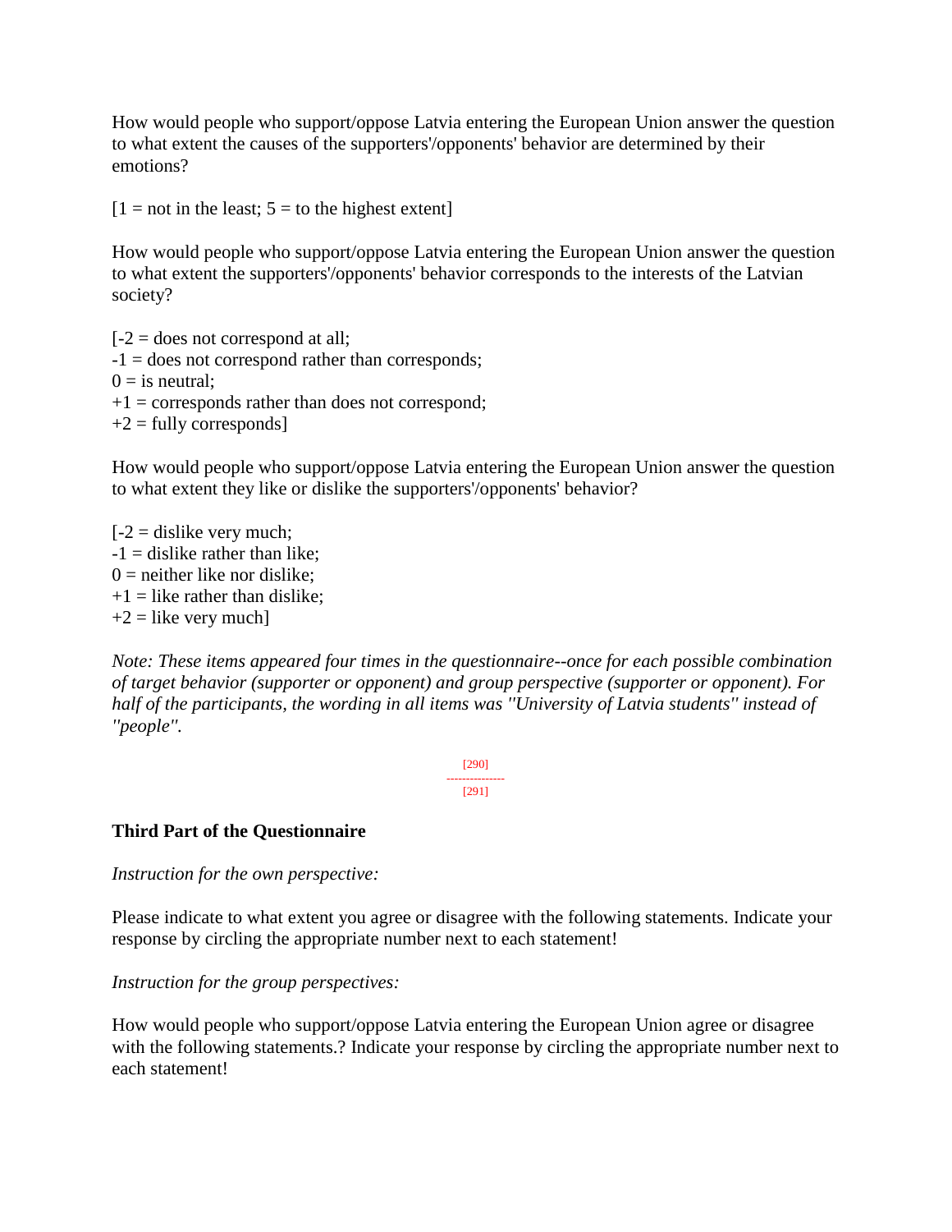How would people who support/oppose Latvia entering the European Union answer the question to what extent the causes of the supporters'/opponents' behavior are determined by their emotions?

[1 = not in the least; 5 = to the highest extent]

How would people who support/oppose Latvia entering the European Union answer the question to what extent the supporters'/opponents' behavior corresponds to the interests of the Latvian society?

[-2 = does not correspond at all;
-1 = does not correspond rather than corresponds;
0 = is neutral;
+1 = corresponds rather than does not correspond;
+2 = fully corresponds]

How would people who support/oppose Latvia entering the European Union answer the question to what extent they like or dislike the supporters'/opponents' behavior?

[-2 = dislike very much;
-1 = dislike rather than like;
0 = neither like nor dislike;
+1 = like rather than dislike;
+2 = like very much]

*Note: These items appeared four times in the questionnaire--once for each possible combination of target behavior (supporter or opponent) and group perspective (supporter or opponent). For half of the participants, the wording in all items was "University of Latvia students" instead of "people".*

**Third Part of the Questionnaire**

*Instruction for the own perspective:*

Please indicate to what extent you agree or disagree with the following statements. Indicate your response by circling the appropriate number next to each statement!

*Instruction for the group perspectives:*

How would people who support/oppose Latvia entering the European Union agree or disagree with the following statements.? Indicate your response by circling the appropriate number next to each statement!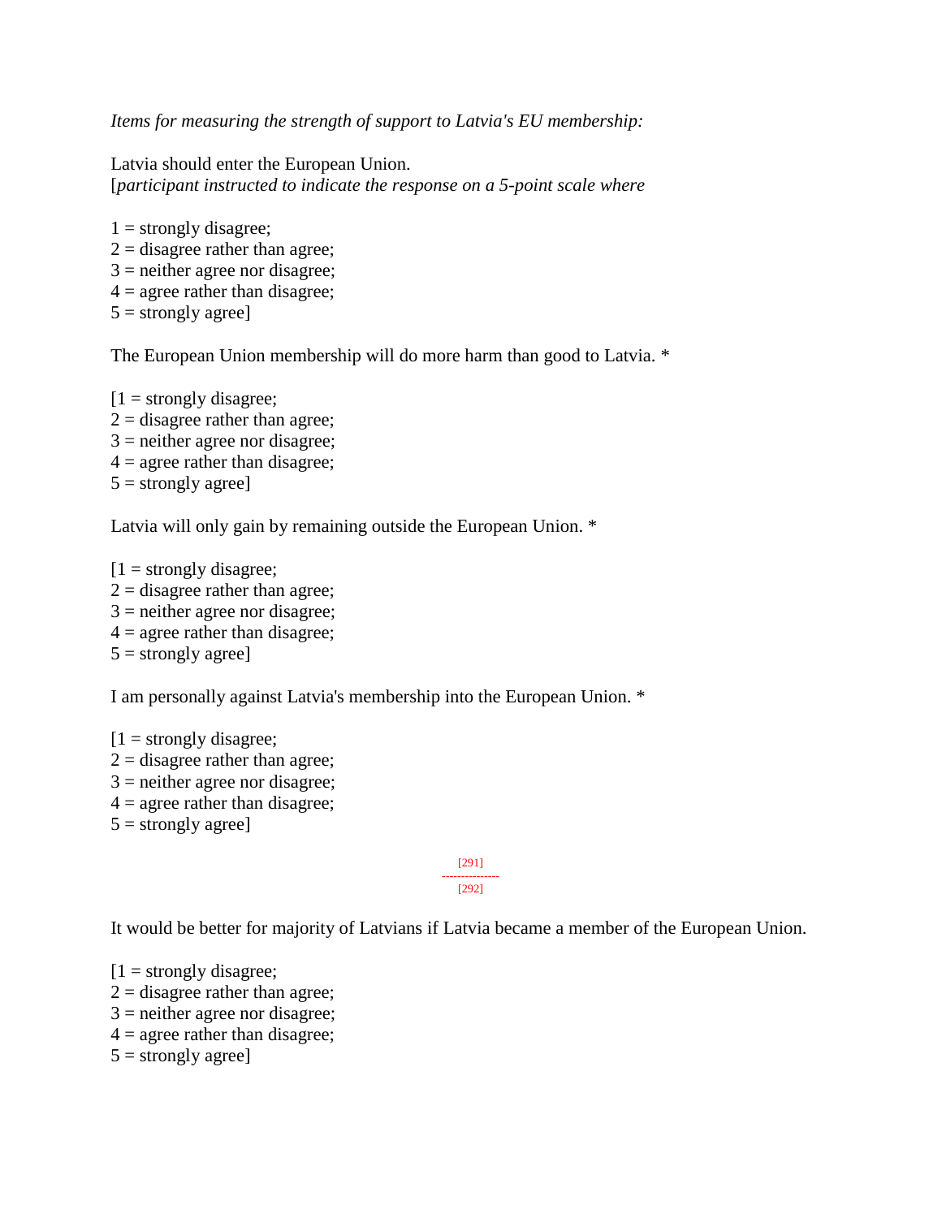*Items for measuring the strength of support to Latvia's EU membership:*

Latvia should enter the European Union.
[*participant instructed to indicate the response on a 5-point scale where*

1 = strongly disagree;
2 = disagree rather than agree;
3 = neither agree nor disagree;
4 = agree rather than disagree;
5 = strongly agree]

The European Union membership will do more harm than good to Latvia. *

[1 = strongly disagree;
2 = disagree rather than agree;
3 = neither agree nor disagree;
4 = agree rather than disagree;
5 = strongly agree]

Latvia will only gain by remaining outside the European Union. *

[1 = strongly disagree;
2 = disagree rather than agree;
3 = neither agree nor disagree;
4 = agree rather than disagree;
5 = strongly agree]

I am personally against Latvia's membership into the European Union. *

[1 = strongly disagree;
2 = disagree rather than agree;
3 = neither agree nor disagree;
4 = agree rather than disagree;
5 = strongly agree]

It would be better for majority of Latvians if Latvia became a member of the European Union.

[1 = strongly disagree;
2 = disagree rather than agree;
3 = neither agree nor disagree;
4 = agree rather than disagree;
5 = strongly agree]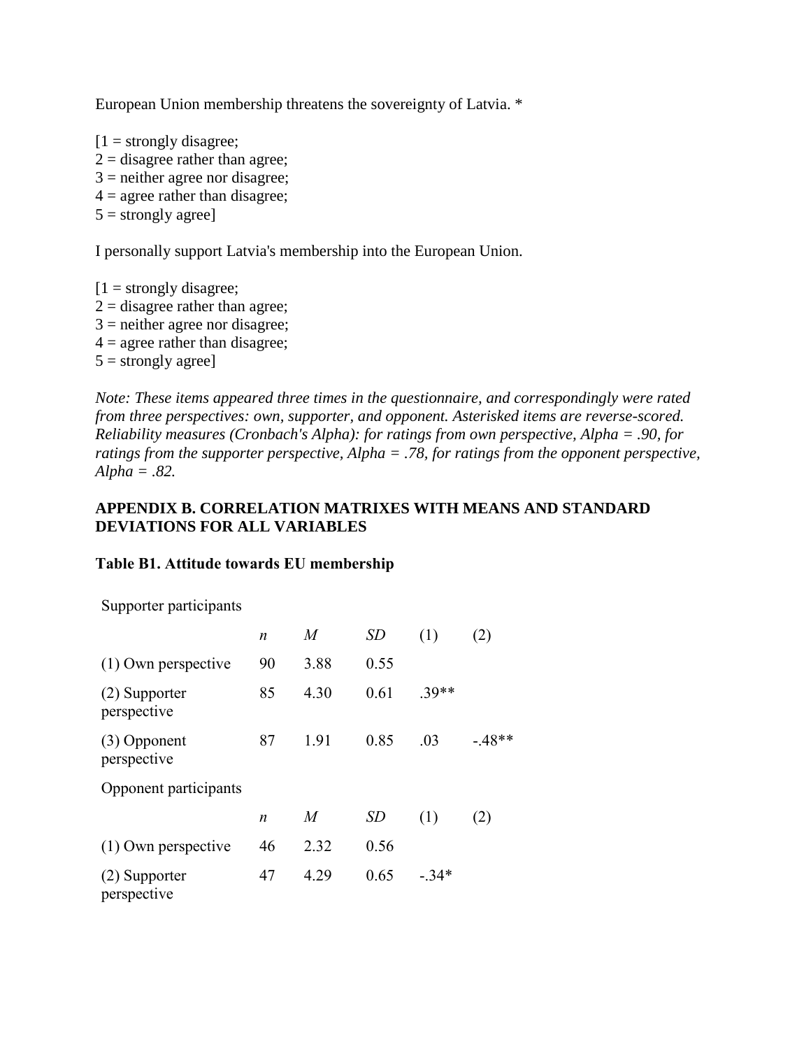European Union membership threatens the sovereignty of Latvia. *

[1 = strongly disagree;
2 = disagree rather than agree;
3 = neither agree nor disagree;
4 = agree rather than disagree;
5 = strongly agree]

I personally support Latvia's membership into the European Union.

[1 = strongly disagree;
2 = disagree rather than agree;
3 = neither agree nor disagree;
4 = agree rather than disagree;
5 = strongly agree]

*Note: These items appeared three times in the questionnaire, and correspondingly were rated from three perspectives: own, supporter, and opponent. Asterisked items are reverse-scored. Reliability measures (Cronbach's Alpha): for ratings from own perspective, Alpha = .90, for ratings from the supporter perspective, Alpha = .78, for ratings from the opponent perspective, Alpha = .82.*

## APPENDIX B. CORRELATION MATRIXES WITH MEANS AND STANDARD DEVIATIONS FOR ALL VARIABLES

### Table B1. Attitude towards EU membership

| Supporter participants | | | | | |
|---|---|---|---|---|---|
| | *n* | *M* | *SD* | (1) | (2) |
| (1) Own perspective | 90 | 3.88 | 0.55 | | |
| (2) Supporter perspective | 85 | 4.30 | 0.61 | .39** | |
| (3) Opponent perspective | 87 | 1.91 | 0.85 | .03 | -.48** |
| **Opponent participants** | | | | | |
| | *n* | *M* | *SD* | (1) | (2) |
| (1) Own perspective | 46 | 2.32 | 0.56 | | |
| (2) Supporter perspective | 47 | 4.29 | 0.65 | -.34* | |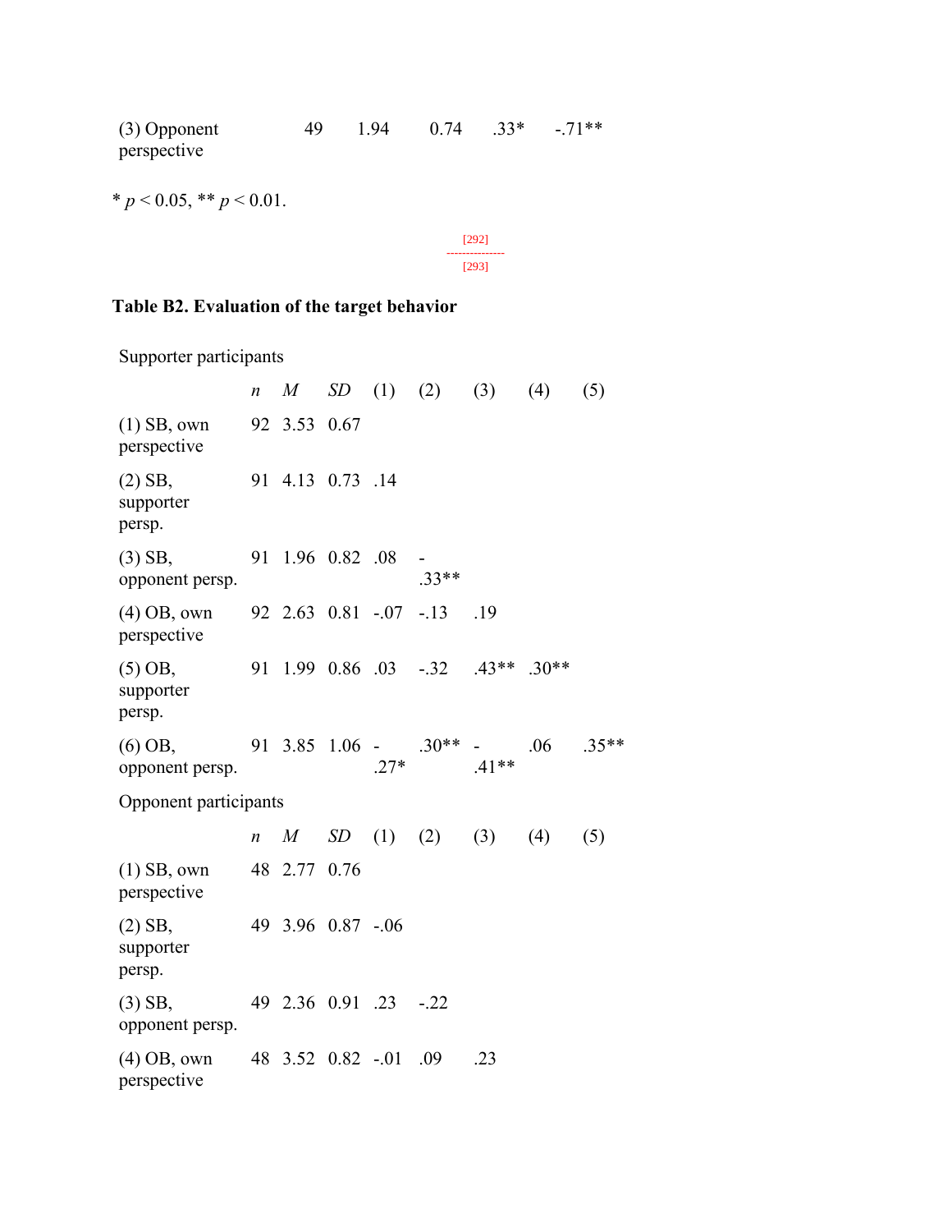| | | | | | |
|---|---|---|---|---|---|
| (3) Opponent perspective | 49 | 1.94 | 0.74 | .33* | -.71** |

* $p < 0.05$, ** $p < 0.01$.

[292]
---
[293]

**Table B2. Evaluation of the target behavior**

Supporter participants

| | $n$ | $M$ | $SD$ | (1) | (2) | (3) | (4) | (5) |
|---|---|---|---|---|---|---|---|---|
| (1) SB, own perspective | 92 | 3.53 | 0.67 | | | | | |
| (2) SB, supporter persp. | 91 | 4.13 | 0.73 | .14 | | | | |
| (3) SB, opponent persp. | 91 | 1.96 | 0.82 | .08 | -.33** | | | |
| (4) OB, own perspective | 92 | 2.63 | 0.81 | -.07 | -.13 | .19 | | |
| (5) OB, supporter persp. | 91 | 1.99 | 0.86 | .03 | -.32 | .43** | .30** | |
| (6) OB, opponent persp. | 91 | 3.85 | 1.06 | -.27* | .30** | -.41** | .06 | .35** |

Opponent participants

| | $n$ | $M$ | $SD$ | (1) | (2) | (3) | (4) | (5) |
|---|---|---|---|---|---|---|---|---|
| (1) SB, own perspective | 48 | 2.77 | 0.76 | | | | | |
| (2) SB, supporter persp. | 49 | 3.96 | 0.87 | -.06 | | | | |
| (3) SB, opponent persp. | 49 | 2.36 | 0.91 | .23 | -.22 | | | |
| (4) OB, own perspective | 48 | 3.52 | 0.82 | -.01 | .09 | .23 | | |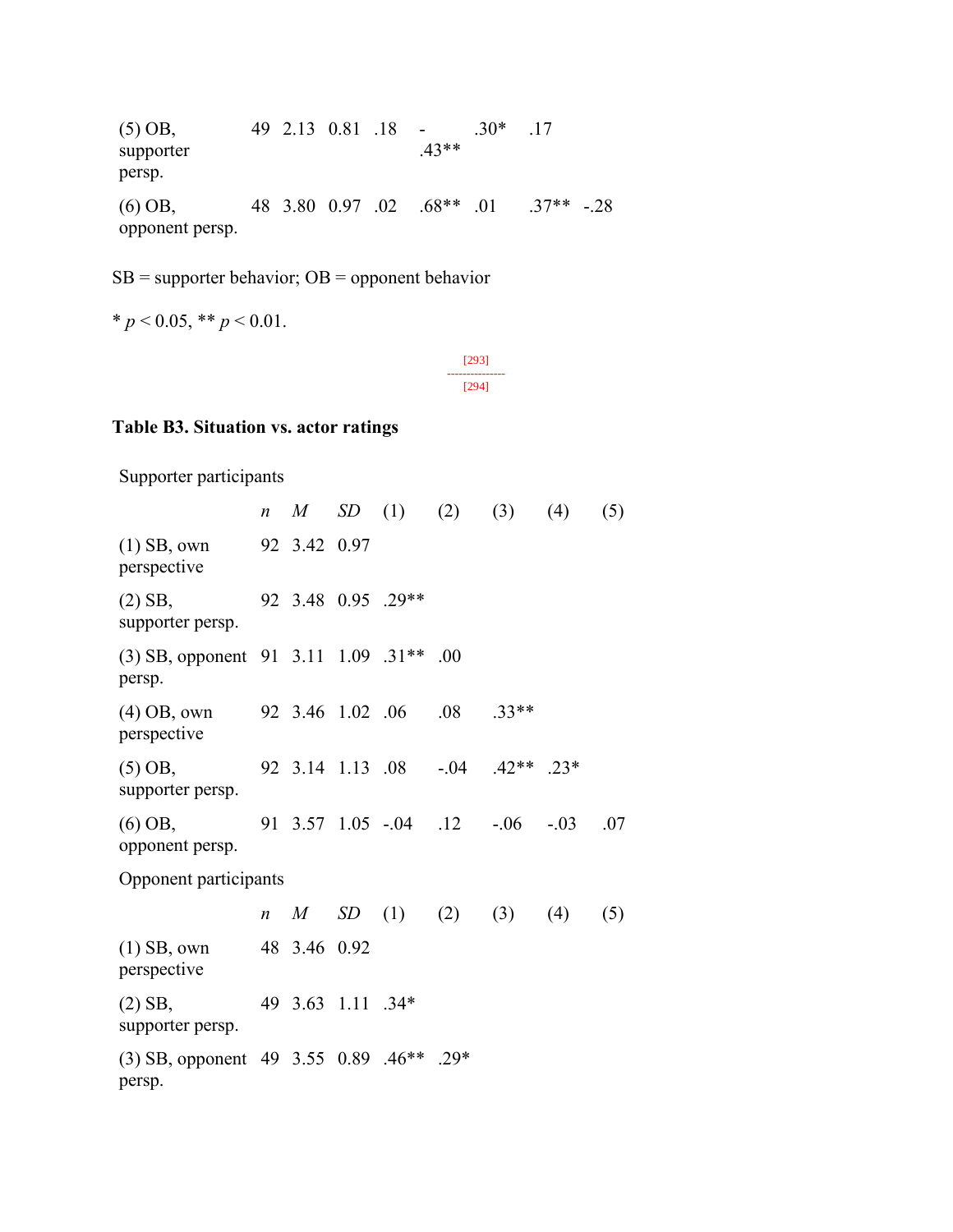| | *n* | *M* | *SD* | (1) | (2) | (3) | (4) | (5) |
|---|---|---|---|---|---|---|---|---|
| (5) OB, supporter persp. | 49 | 2.13 | 0.81 | .18 | -.43** | .30* | .17 | |
| (6) OB, opponent persp. | 48 | 3.80 | 0.97 | .02 | .68** | .01 | .37** | -.28 |

SB = supporter behavior; OB = opponent behavior

* $p < 0.05$, ** $p < 0.01$.

[293]
---------------
[294]

**Table B3. Situation vs. actor ratings**

| Supporter participants | | | | | | | | |
|---|---|---|---|---|---|---|---|---|
| | *n* | *M* | *SD* | (1) | (2) | (3) | (4) | (5) |
| (1) SB, own perspective | 92 | 3.42 | 0.97 | | | | | |
| (2) SB, supporter persp. | 92 | 3.48 | 0.95 | .29** | | | | |
| (3) SB, opponent persp. | 91 | 3.11 | 1.09 | .31** | .00 | | | |
| (4) OB, own perspective | 92 | 3.46 | 1.02 | .06 | .08 | .33** | | |
| (5) OB, supporter persp. | 92 | 3.14 | 1.13 | .08 | -.04 | .42** | .23* | |
| (6) OB, opponent persp. | 91 | 3.57 | 1.05 | -.04 | .12 | -.06 | -.03 | .07 |
| **Opponent participants** | | | | | | | | |
| | *n* | *M* | *SD* | (1) | (2) | (3) | (4) | (5) |
| (1) SB, own perspective | 48 | 3.46 | 0.92 | | | | | |
| (2) SB, supporter persp. | 49 | 3.63 | 1.11 | .34* | | | | |
| (3) SB, opponent persp. | 49 | 3.55 | 0.89 | .46** | .29* | | | |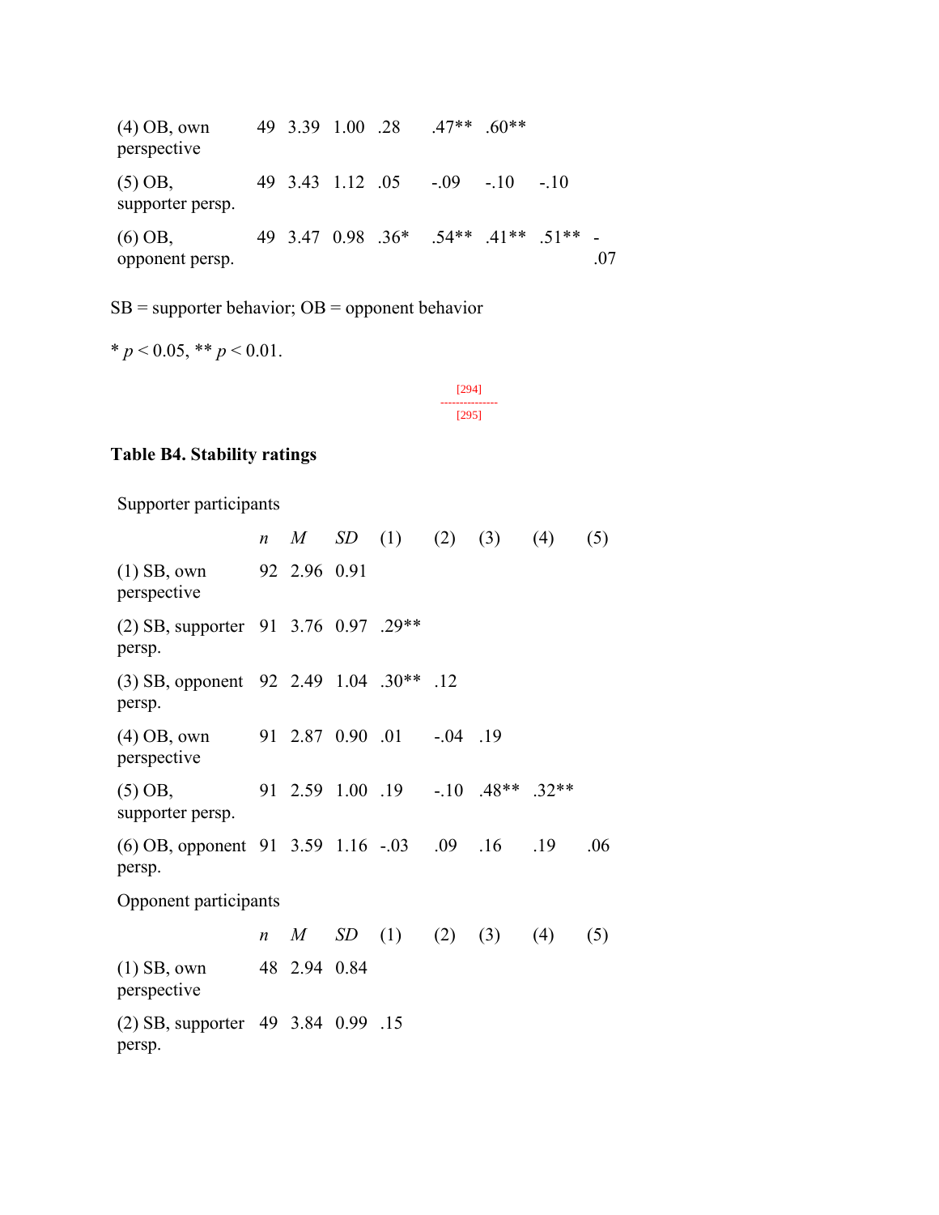| | *n* | *M* | *SD* | (1) | (2) | (3) | (4) | (5) |
|---|---|---|---|---|---|---|---|---|
| (4) OB, own perspective | 49 | 3.39 | 1.00 | .28 | .47** | .60** | | |
| (5) OB, supporter persp. | 49 | 3.43 | 1.12 | .05 | -.09 | -.10 | -.10 | |
| (6) OB, opponent persp. | 49 | 3.47 | 0.98 | .36* | .54** | .41** | .51** | -.07 |

SB = supporter behavior; OB = opponent behavior

* $p < 0.05$, ** $p < 0.01$.

[294]
---------------
[295]

**Table B4. Stability ratings**

| | *n* | *M* | *SD* | (1) | (2) | (3) | (4) | (5) |
|---|---|---|---|---|---|---|---|---|
| Supporter participants | | | | | | | | |
| (1) SB, own perspective | 92 | 2.96 | 0.91 | | | | | |
| (2) SB, supporter persp. | 91 | 3.76 | 0.97 | .29** | | | | |
| (3) SB, opponent persp. | 92 | 2.49 | 1.04 | .30** | .12 | | | |
| (4) OB, own perspective | 91 | 2.87 | 0.90 | .01 | -.04 | .19 | | |
| (5) OB, supporter persp. | 91 | 2.59 | 1.00 | .19 | -.10 | .48** | .32** | |
| (6) OB, opponent persp. | 91 | 3.59 | 1.16 | -.03 | .09 | .16 | .19 | .06 |
| Opponent participants | | | | | | | | |
| (1) SB, own perspective | 48 | 2.94 | 0.84 | | | | | |
| (2) SB, supporter persp. | 49 | 3.84 | 0.99 | .15 | | | | |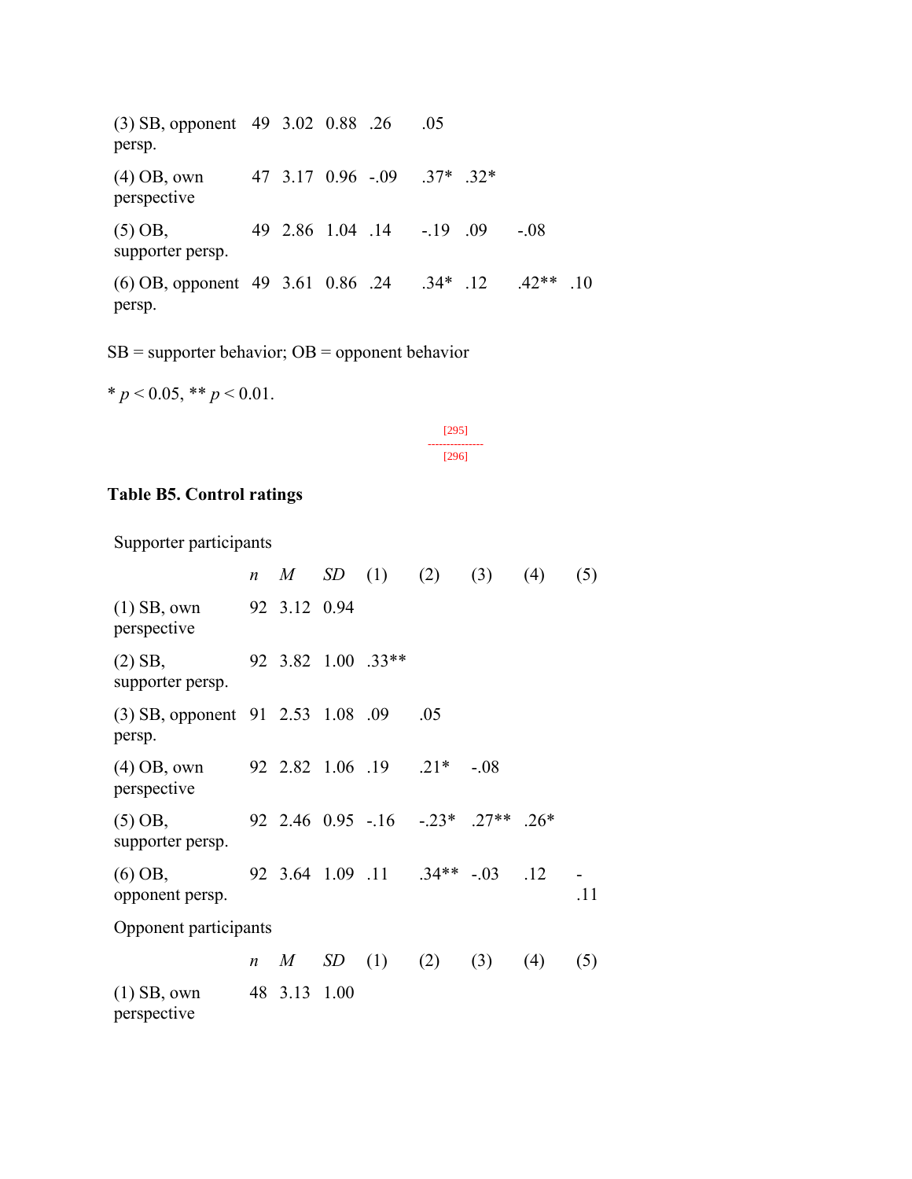| | $n$ | $M$ | $SD$ | (1) | (2) | (3) | (4) | (5) |
|---|---|---|---|---|---|---|---|---|
| (3) SB, opponent persp. | 49 | 3.02 | 0.88 | .26 | .05 | | | |
| (4) OB, own perspective | 47 | 3.17 | 0.96 | -.09 | .37* | .32* | | |
| (5) OB, supporter persp. | 49 | 2.86 | 1.04 | .14 | -.19 | .09 | -.08 | |
| (6) OB, opponent persp. | 49 | 3.61 | 0.86 | .24 | .34* | .12 | .42** | .10 |

SB = supporter behavior; OB = opponent behavior

* $p < 0.05$, ** $p < 0.01$.

**Table B5. Control ratings**

Supporter participants

| | $n$ | $M$ | $SD$ | (1) | (2) | (3) | (4) | (5) |
|---|---|---|---|---|---|---|---|---|
| (1) SB, own perspective | 92 | 3.12 | 0.94 | | | | | |
| (2) SB, supporter persp. | 92 | 3.82 | 1.00 | .33** | | | | |
| (3) SB, opponent persp. | 91 | 2.53 | 1.08 | .09 | .05 | | | |
| (4) OB, own perspective | 92 | 2.82 | 1.06 | .19 | .21* | -.08 | | |
| (5) OB, supporter persp. | 92 | 2.46 | 0.95 | -.16 | -.23* | .27** | .26* | |
| (6) OB, opponent persp. | 92 | 3.64 | 1.09 | .11 | .34** | -.03 | .12 | -.11 |

Opponent participants

| | $n$ | $M$ | $SD$ | (1) | (2) | (3) | (4) | (5) |
|---|---|---|---|---|---|---|---|---|
| (1) SB, own perspective | 48 | 3.13 | 1.00 | | | | | |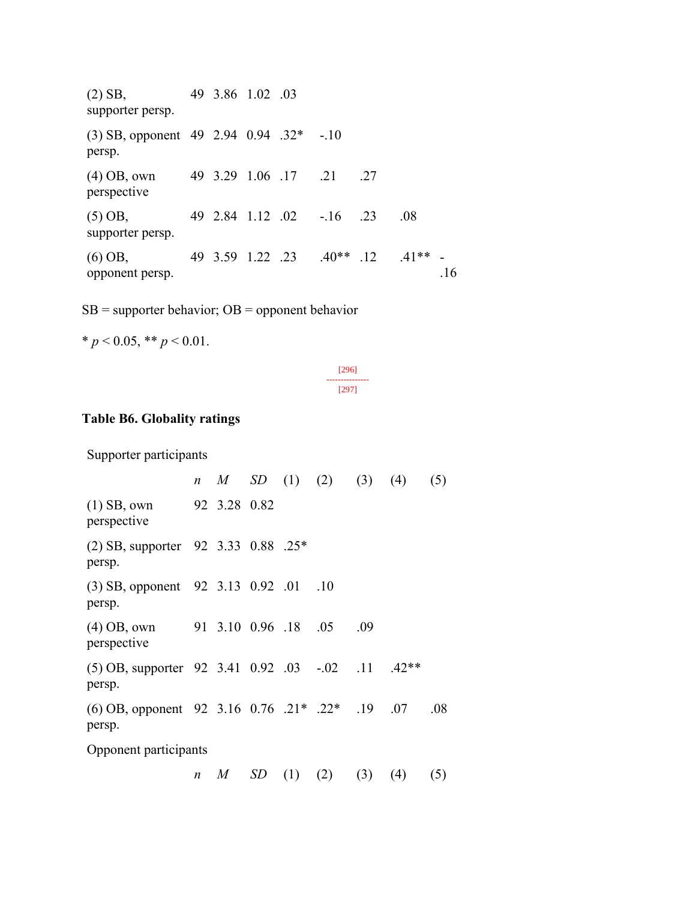| | n | M | SD | (1) | (2) | (3) | (4) | (5) |
|---|---|---|---|---|---|---|---|---|
| (2) SB, supporter persp. | 49 | 3.86 | 1.02 | .03 | | | | |
| (3) SB, opponent persp. | 49 | 2.94 | 0.94 | .32* | -.10 | | | |
| (4) OB, own perspective | 49 | 3.29 | 1.06 | .17 | .21 | .27 | | |
| (5) OB, supporter persp. | 49 | 2.84 | 1.12 | .02 | -.16 | .23 | .08 | |
| (6) OB, opponent persp. | 49 | 3.59 | 1.22 | .23 | .40** | .12 | .41** | -.16 |

SB = supporter behavior; OB = opponent behavior

* $p < 0.05$, ** $p < 0.01$.

**Table B6. Globality ratings**

Supporter participants

| | n | M | SD | (1) | (2) | (3) | (4) | (5) |
|---|---|---|---|---|---|---|---|---|
| (1) SB, own perspective | 92 | 3.28 | 0.82 | | | | | |
| (2) SB, supporter persp. | 92 | 3.33 | 0.88 | .25* | | | | |
| (3) SB, opponent persp. | 92 | 3.13 | 0.92 | .01 | .10 | | | |
| (4) OB, own perspective | 91 | 3.10 | 0.96 | .18 | .05 | .09 | | |
| (5) OB, supporter persp. | 92 | 3.41 | 0.92 | .03 | -.02 | .11 | .42** | |
| (6) OB, opponent persp. | 92 | 3.16 | 0.76 | .21* | .22* | .19 | .07 | .08 |

Opponent participants

| | n | M | SD | (1) | (2) | (3) | (4) | (5) |
|---|---|---|---|---|---|---|---|---|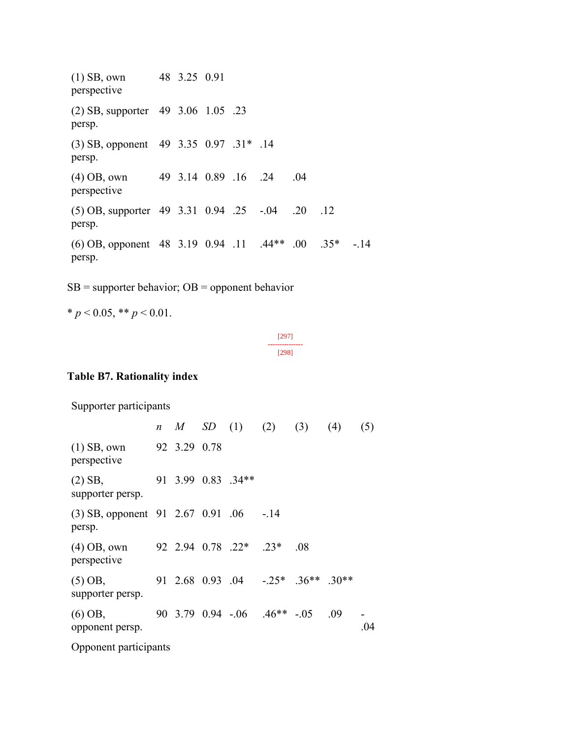| | *n* | *M* | *SD* | (1) | (2) | (3) | (4) | (5) |
|---|---|---|---|---|---|---|---|---|
| (1) SB, own perspective | 48 | 3.25 | 0.91 | | | | | |
| (2) SB, supporter persp. | 49 | 3.06 | 1.05 | .23 | | | | |
| (3) SB, opponent persp. | 49 | 3.35 | 0.97 | .31* | .14 | | | |
| (4) OB, own perspective | 49 | 3.14 | 0.89 | .16 | .24 | .04 | | |
| (5) OB, supporter persp. | 49 | 3.31 | 0.94 | .25 | -.04 | .20 | .12 | |
| (6) OB, opponent persp. | 48 | 3.19 | 0.94 | .11 | .44** | .00 | .35* | -.14 |

SB = supporter behavior; OB = opponent behavior

* $p < 0.05$, ** $p < 0.01$.

**Table B7. Rationality index**

Supporter participants

| | *n* | *M* | *SD* | (1) | (2) | (3) | (4) | (5) |
|---|---|---|---|---|---|---|---|---|
| (1) SB, own perspective | 92 | 3.29 | 0.78 | | | | | |
| (2) SB, supporter persp. | 91 | 3.99 | 0.83 | .34** | | | | |
| (3) SB, opponent persp. | 91 | 2.67 | 0.91 | .06 | -.14 | | | |
| (4) OB, own perspective | 92 | 2.94 | 0.78 | .22* | .23* | .08 | | |
| (5) OB, supporter persp. | 91 | 2.68 | 0.93 | .04 | -.25* | .36** | .30** | |
| (6) OB, opponent persp. | 90 | 3.79 | 0.94 | -.06 | .46** | -.05 | .09 | -.04 |

Opponent participants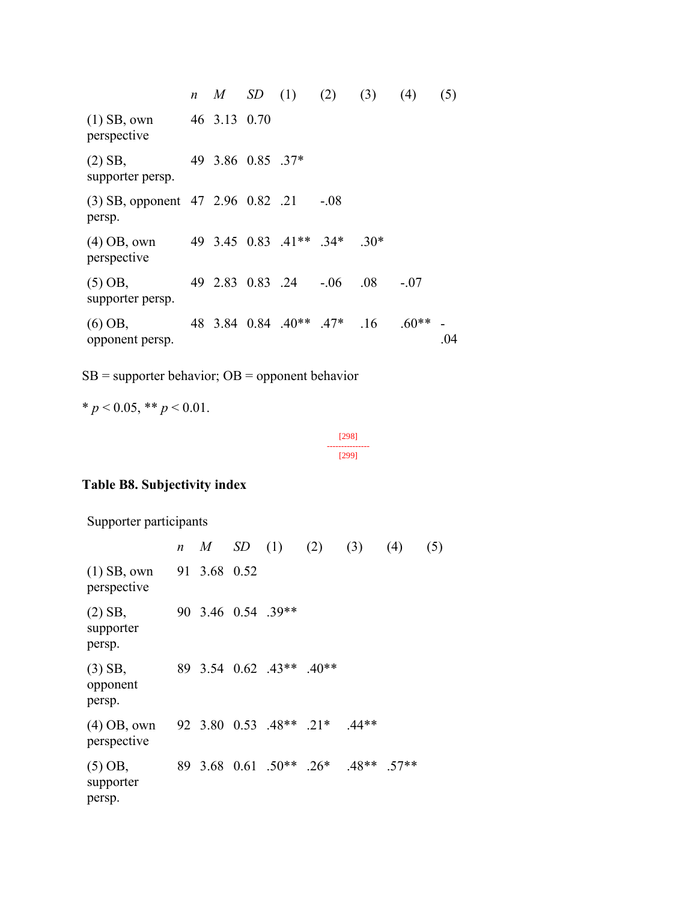| | $n$ | $M$ | $SD$ | (1) | (2) | (3) | (4) | (5) |
|---|---|---|---|---|---|---|---|---|
| (1) SB, own perspective | 46 | 3.13 | 0.70 | | | | | |
| (2) SB, supporter persp. | 49 | 3.86 | 0.85 | .37* | | | | |
| (3) SB, opponent persp. | 47 | 2.96 | 0.82 | .21 | -.08 | | | |
| (4) OB, own perspective | 49 | 3.45 | 0.83 | .41** | .34* | .30* | | |
| (5) OB, supporter persp. | 49 | 2.83 | 0.83 | .24 | -.06 | .08 | -.07 | |
| (6) OB, opponent persp. | 48 | 3.84 | 0.84 | .40** | .47* | .16 | .60** | -.04 |

SB = supporter behavior; OB = opponent behavior

* $p < 0.05$, ** $p < 0.01$.

[298]
---------------
[299]

**Table B8. Subjectivity index**

Supporter participants

| | $n$ | $M$ | $SD$ | (1) | (2) | (3) | (4) | (5) |
|---|---|---|---|---|---|---|---|---|
| (1) SB, own perspective | 91 | 3.68 | 0.52 | | | | | |
| (2) SB, supporter persp. | 90 | 3.46 | 0.54 | .39** | | | | |
| (3) SB, opponent persp. | 89 | 3.54 | 0.62 | .43** | .40** | | | |
| (4) OB, own perspective | 92 | 3.80 | 0.53 | .48** | .21* | .44** | | |
| (5) OB, supporter persp. | 89 | 3.68 | 0.61 | .50** | .26* | .48** | .57** | |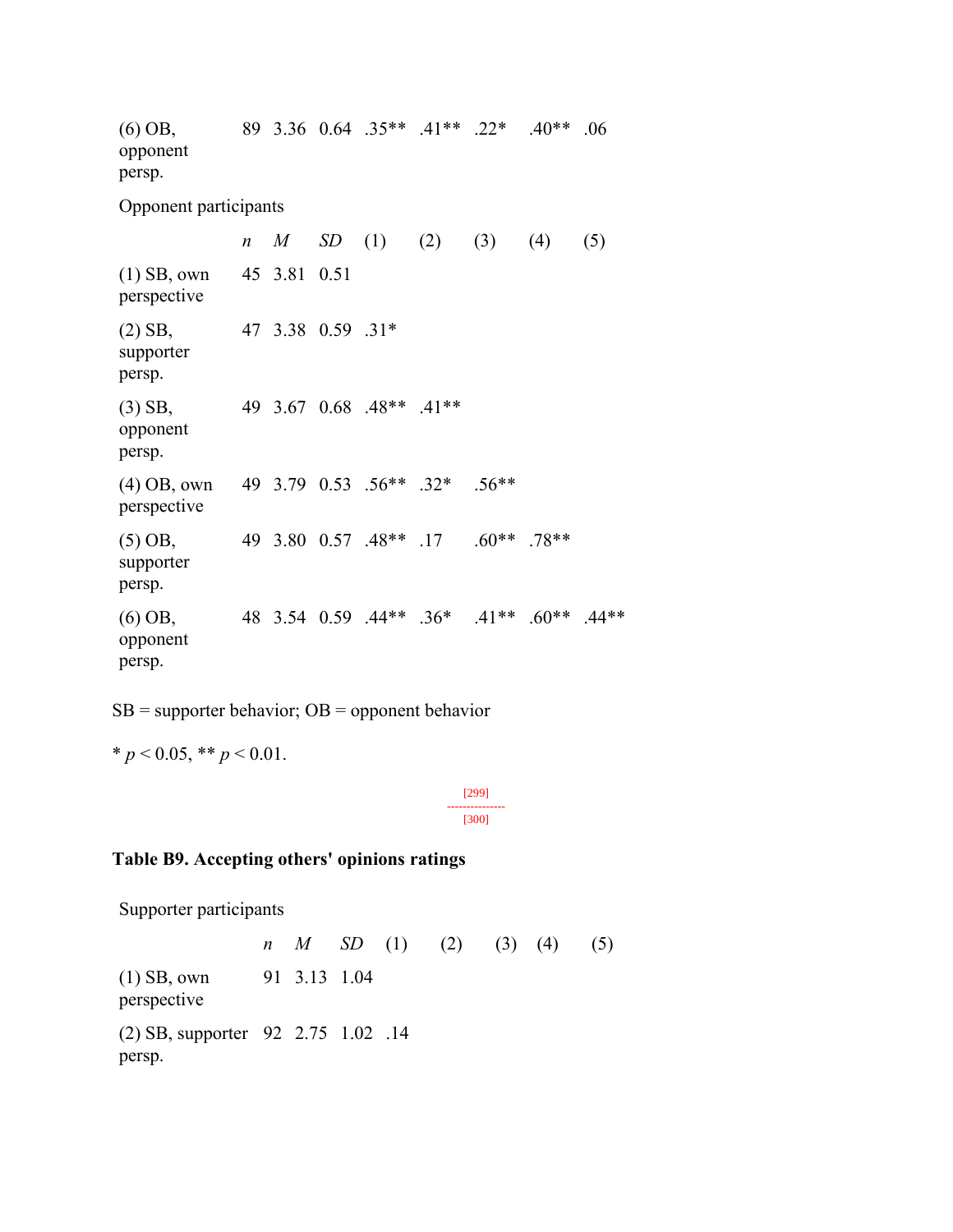| | n | M | SD | (1) | (2) | (3) | (4) | (5) |
|---|---|---|---|---|---|---|---|---|
| (6) OB, opponent persp. | 89 | 3.36 | 0.64 | .35** | .41** | .22* | .40** | .06 |

Opponent participants

| | *n* | *M* | *SD* | (1) | (2) | (3) | (4) | (5) |
|---|---|---|---|---|---|---|---|---|
| (1) SB, own perspective | 45 | 3.81 | 0.51 | | | | | |
| (2) SB, supporter persp. | 47 | 3.38 | 0.59 | .31* | | | | |
| (3) SB, opponent persp. | 49 | 3.67 | 0.68 | .48** | .41** | | | |
| (4) OB, own perspective | 49 | 3.79 | 0.53 | .56** | .32* | .56** | | |
| (5) OB, supporter persp. | 49 | 3.80 | 0.57 | .48** | .17 | .60** | .78** | |
| (6) OB, opponent persp. | 48 | 3.54 | 0.59 | .44** | .36* | .41** | .60** | .44** |

SB = supporter behavior; OB = opponent behavior

* $p < 0.05$, ** $p < 0.01$.

**Table B9. Accepting others' opinions ratings**

Supporter participants

| | *n* | *M* | *SD* | (1) | (2) | (3) | (4) | (5) |
|---|---|---|---|---|---|---|---|---|
| (1) SB, own perspective | 91 | 3.13 | 1.04 | | | | | |
| (2) SB, supporter persp. | 92 | 2.75 | 1.02 | .14 | | | | |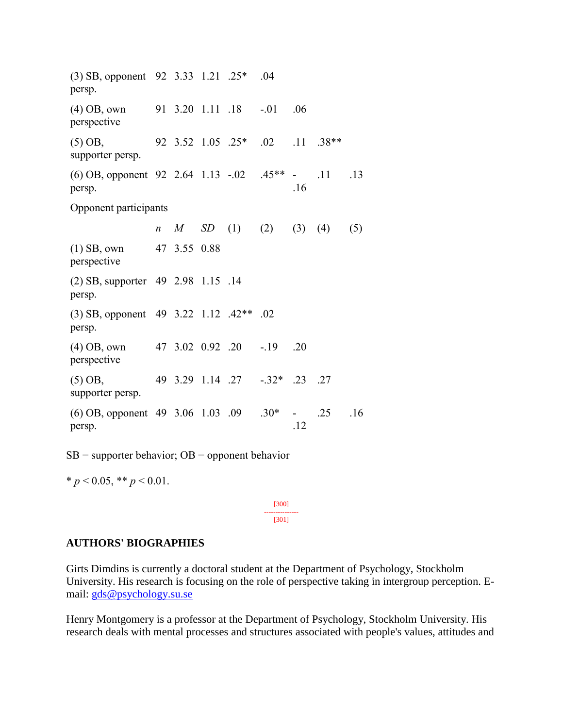| | $n$ | $M$ | $SD$ | (1) | (2) | (3) | (4) | (5) |
|---|---|---|---|---|---|---|---|---|
| (3) SB, opponent persp. | 92 | 3.33 | 1.21 | .25* | .04 | | | |
| (4) OB, own perspective | 91 | 3.20 | 1.11 | .18 | -.01 | .06 | | |
| (5) OB, supporter persp. | 92 | 3.52 | 1.05 | .25* | .02 | .11 | .38** | |
| (6) OB, opponent persp. | 92 | 2.64 | 1.13 | -.02 | .45** | -.16 | .11 | .13 |

Opponent participants

| | $n$ | $M$ | $SD$ | (1) | (2) | (3) | (4) | (5) |
|---|---|---|---|---|---|---|---|---|
| (1) SB, own perspective | 47 | 3.55 | 0.88 | | | | | |
| (2) SB, supporter persp. | 49 | 2.98 | 1.15 | .14 | | | | |
| (3) SB, opponent persp. | 49 | 3.22 | 1.12 | .42** | .02 | | | |
| (4) OB, own perspective | 47 | 3.02 | 0.92 | .20 | -.19 | .20 | | |
| (5) OB, supporter persp. | 49 | 3.29 | 1.14 | .27 | -.32* | .23 | .27 | |
| (6) OB, opponent persp. | 49 | 3.06 | 1.03 | .09 | .30* | -.12 | .25 | .16 |

SB = supporter behavior; OB = opponent behavior

* $p < 0.05$, ** $p < 0.01$.

## AUTHORS' BIOGRAPHIES

Girts Dimdins is currently a doctoral student at the Department of Psychology, Stockholm University. His research is focusing on the role of perspective taking in intergroup perception. E-mail: gds@psychology.su.se

Henry Montgomery is a professor at the Department of Psychology, Stockholm University. His research deals with mental processes and structures associated with people's values, attitudes and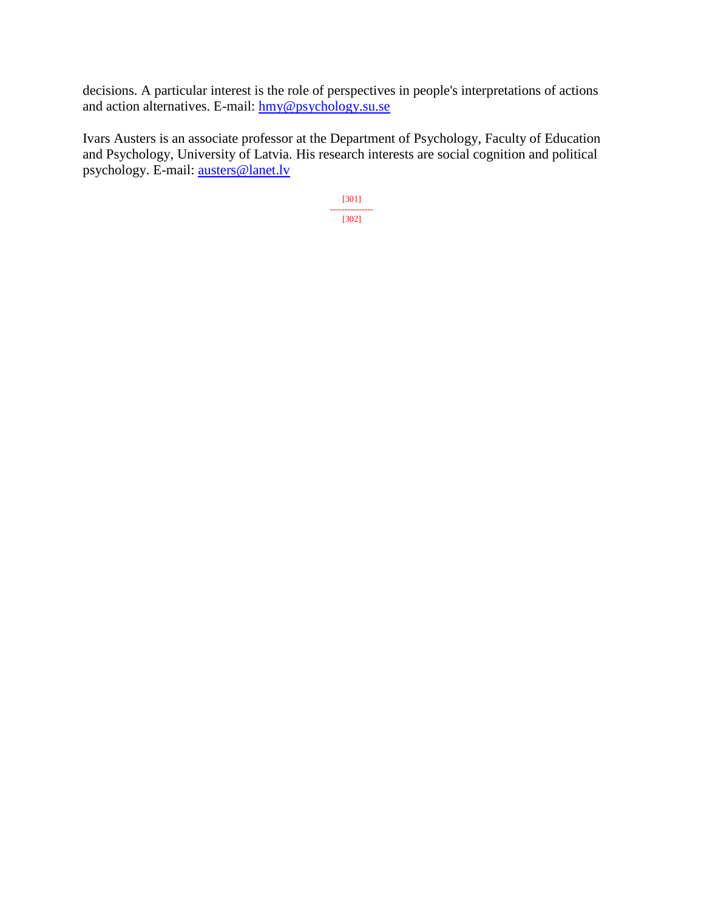decisions. A particular interest is the role of perspectives in people's interpretations of actions and action alternatives. E-mail: hmy@psychology.su.se

Ivars Austers is an associate professor at the Department of Psychology, Faculty of Education and Psychology, University of Latvia. His research interests are social cognition and political psychology. E-mail: austers@lanet.lv